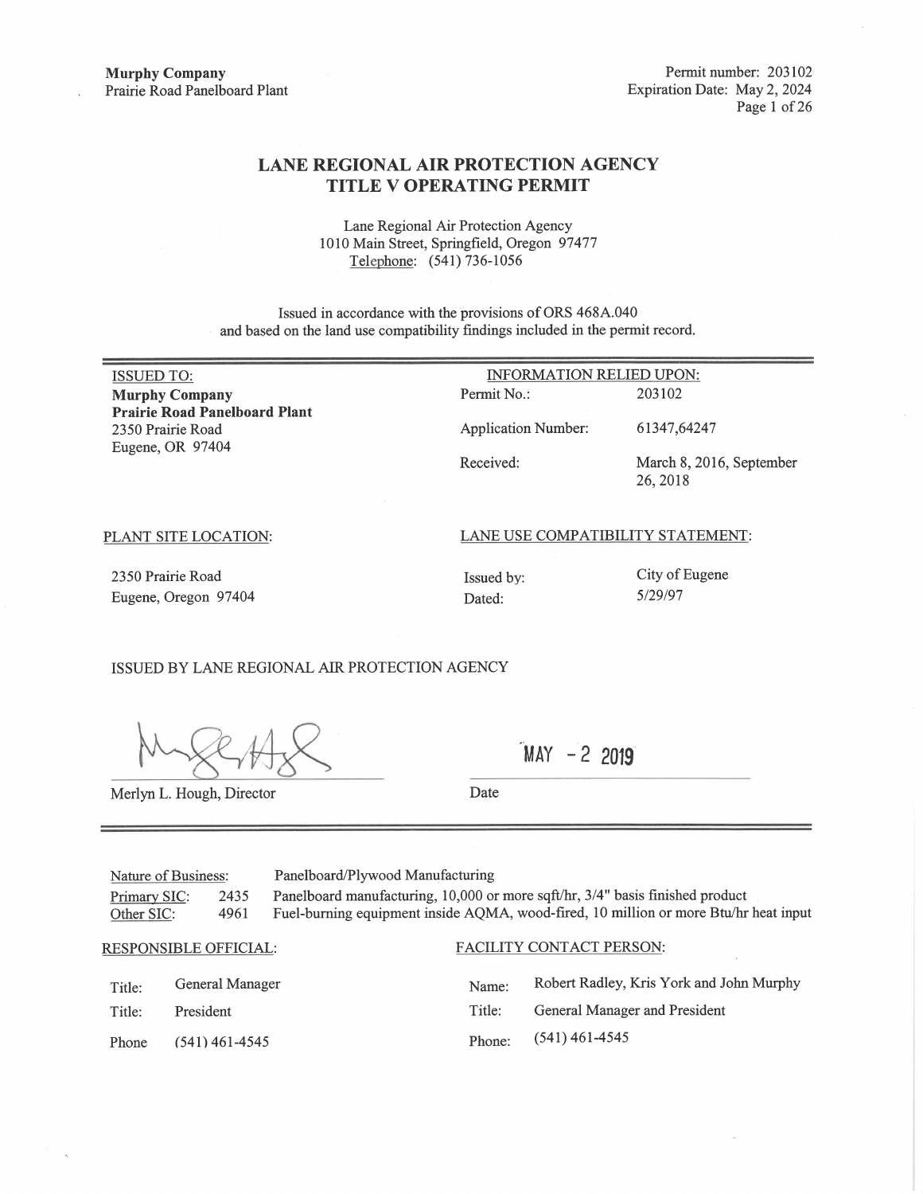**Murphy Company**
Prairie Road Panelboard Plant

Permit number: 203102
Expiration Date: May 2, 2024

# LANE REGIONAL AIR PROTECTION AGENCY
# TITLE V OPERATING PERMIT

Lane Regional Air Protection Agency
1010 Main Street, Springfield, Oregon 97477
Telephone: (541) 736-1056

Issued in accordance with the provisions of ORS 468A.040
and based on the land use compatibility findings included in the permit record.

---

| ISSUED TO: | INFORMATION RELIED UPON: | |
|---|---|---|
| **Murphy Company** | Permit No.: | 203102 |
| **Prairie Road Panelboard Plant** | Application Number: | 61347,64247 |
| 2350 Prairie Road | Received: | March 8, 2016, September 26, 2018 |
| Eugene, OR 97404 | | |

| PLANT SITE LOCATION: | LANE USE COMPATIBILITY STATEMENT: | |
|---|---|---|
| 2350 Prairie Road | Issued by: | City of Eugene |
| Eugene, Oregon 97404 | Dated: | 5/29/97 |

ISSUED BY LANE REGIONAL AIR PROTECTION AGENCY

Merlyn L. Hough, Director

Date: MAY - 2 2019

---

| Nature of Business: | | Panelboard/Plywood Manufacturing |
|---|---|---|
| Primary SIC: | 2435 | Panelboard manufacturing, 10,000 or more sqft/hr, 3/4" basis finished product |
| Other SIC: | 4961 | Fuel-burning equipment inside AQMA, wood-fired, 10 million or more Btu/hr heat input |

| RESPONSIBLE OFFICIAL: | | FACILITY CONTACT PERSON: | |
|---|---|---|---|
| Title: | General Manager | Name: | Robert Radley, Kris York and John Murphy |
| Title: | President | Title: | General Manager and President |
| Phone | (541) 461-4545 | Phone: | (541) 461-4545 |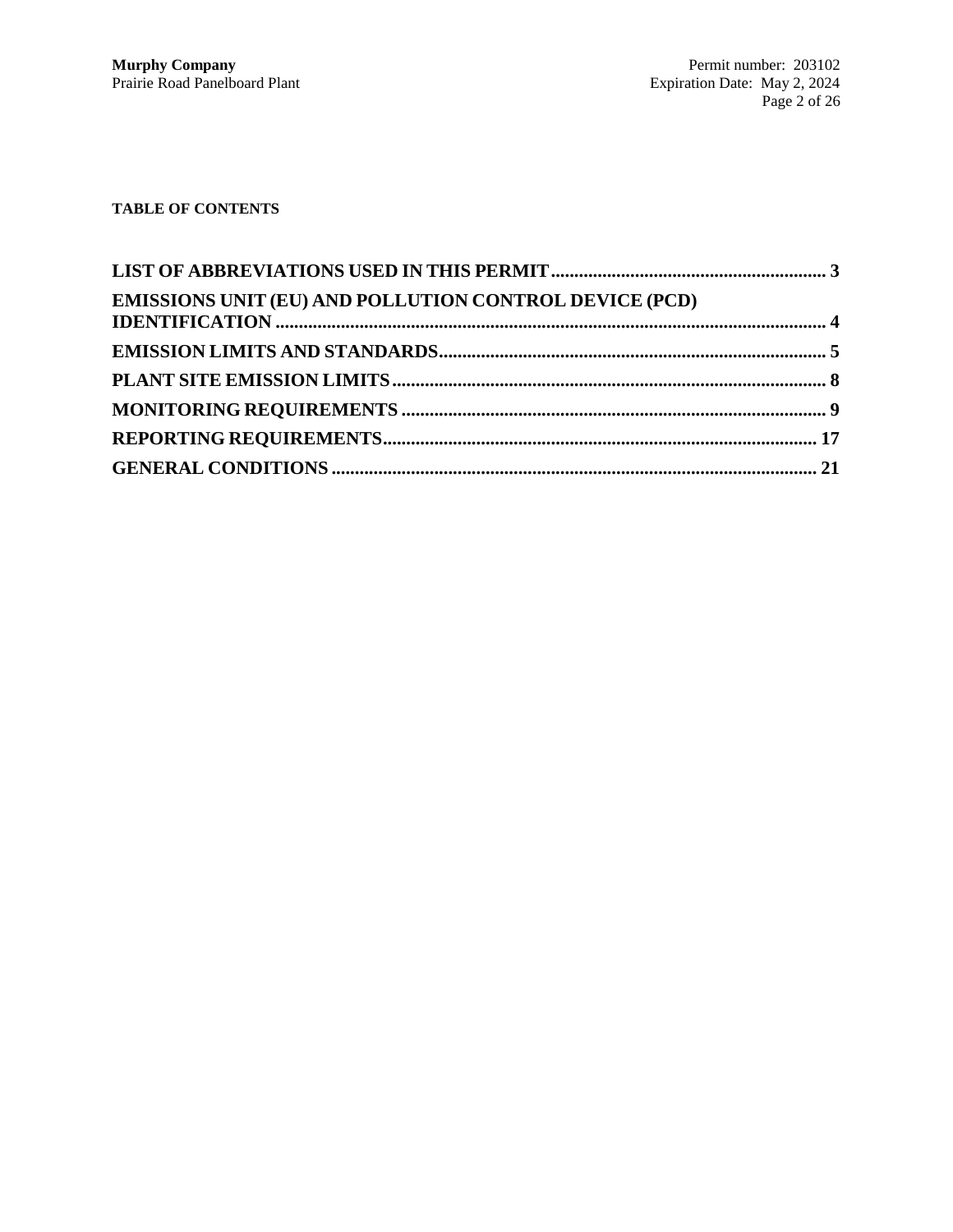**TABLE OF CONTENTS**

**LIST OF ABBREVIATIONS USED IN THIS PERMIT** ........ 3

**EMISSIONS UNIT (EU) AND POLLUTION CONTROL DEVICE (PCD) IDENTIFICATION** ........ 4

**EMISSION LIMITS AND STANDARDS** ........ 5

**PLANT SITE EMISSION LIMITS** ........ 8

**MONITORING REQUIREMENTS** ........ 9

**REPORTING REQUIREMENTS** ........ 17

**GENERAL CONDITIONS** ........ 21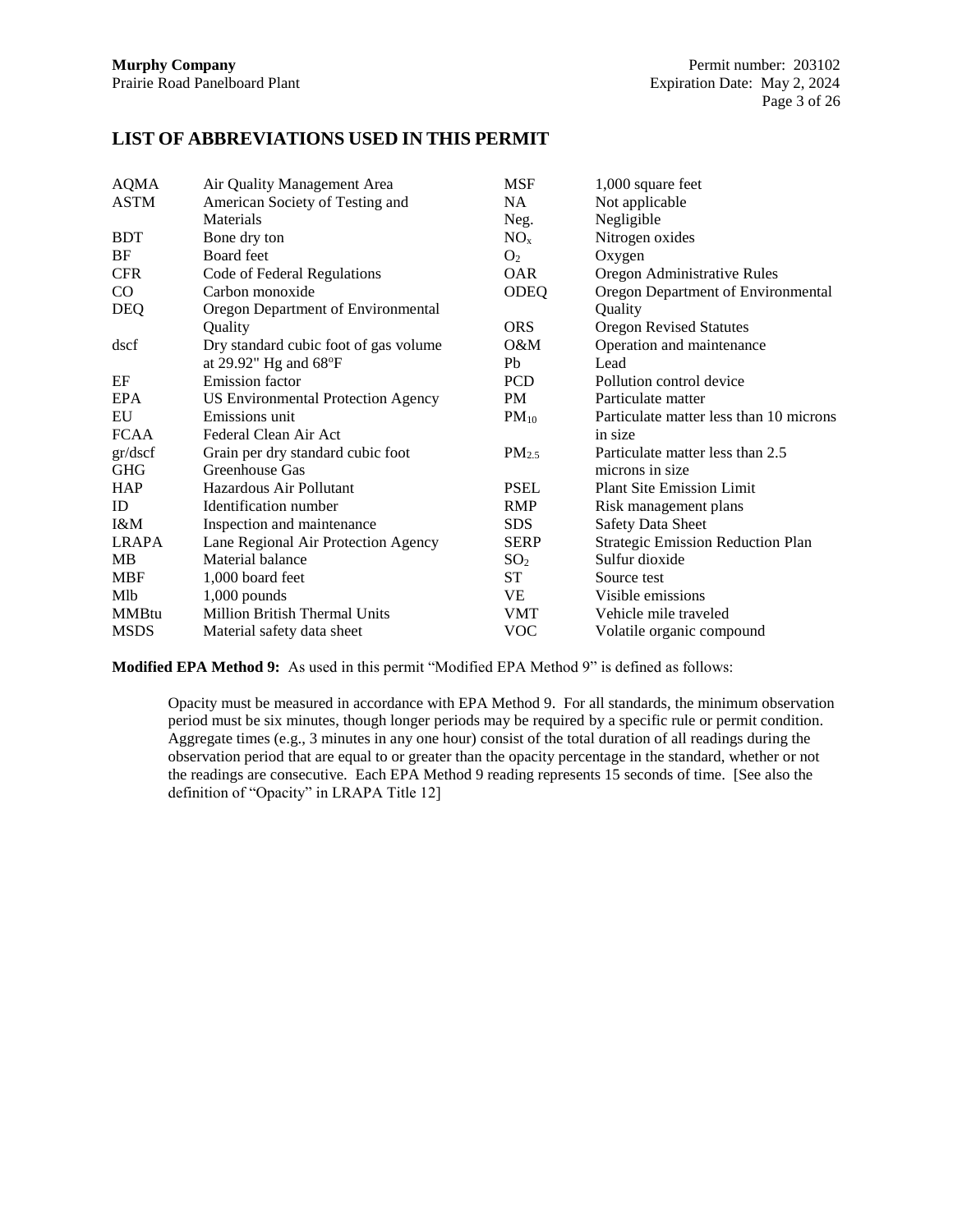## LIST OF ABBREVIATIONS USED IN THIS PERMIT

| | | | |
|---|---|---|---|
| AQMA | Air Quality Management Area | MSF | 1,000 square feet |
| ASTM | American Society of Testing and Materials | NA | Not applicable |
| BDT | Bone dry ton | Neg. | Negligible |
| BF | Board feet | $NO_x$ | Nitrogen oxides |
| CFR | Code of Federal Regulations | $O_2$ | Oxygen |
| CO | Carbon monoxide | OAR | Oregon Administrative Rules |
| DEQ | Oregon Department of Environmental Quality | ODEQ | Oregon Department of Environmental Quality |
| dscf | Dry standard cubic foot of gas volume at 29.92" Hg and 68°F | ORS | Oregon Revised Statutes |
| EF | Emission factor | O&M | Operation and maintenance |
| EPA | US Environmental Protection Agency | Pb | Lead |
| EU | Emissions unit | PCD | Pollution control device |
| FCAA | Federal Clean Air Act | PM | Particulate matter |
| gr/dscf | Grain per dry standard cubic foot | $PM_{10}$ | Particulate matter less than 10 microns in size |
| GHG | Greenhouse Gas | $PM_{2.5}$ | Particulate matter less than 2.5 microns in size |
| HAP | Hazardous Air Pollutant | PSEL | Plant Site Emission Limit |
| ID | Identification number | RMP | Risk management plans |
| I&M | Inspection and maintenance | SDS | Safety Data Sheet |
| LRAPA | Lane Regional Air Protection Agency | SERP | Strategic Emission Reduction Plan |
| MB | Material balance | $SO_2$ | Sulfur dioxide |
| MBF | 1,000 board feet | ST | Source test |
| Mlb | 1,000 pounds | VE | Visible emissions |
| MMBtu | Million British Thermal Units | VMT | Vehicle mile traveled |
| MSDS | Material safety data sheet | VOC | Volatile organic compound |

**Modified EPA Method 9:** As used in this permit "Modified EPA Method 9" is defined as follows:

> Opacity must be measured in accordance with EPA Method 9. For all standards, the minimum observation period must be six minutes, though longer periods may be required by a specific rule or permit condition. Aggregate times (e.g., 3 minutes in any one hour) consist of the total duration of all readings during the observation period that are equal to or greater than the opacity percentage in the standard, whether or not the readings are consecutive. Each EPA Method 9 reading represents 15 seconds of time. [See also the definition of "Opacity" in LRAPA Title 12]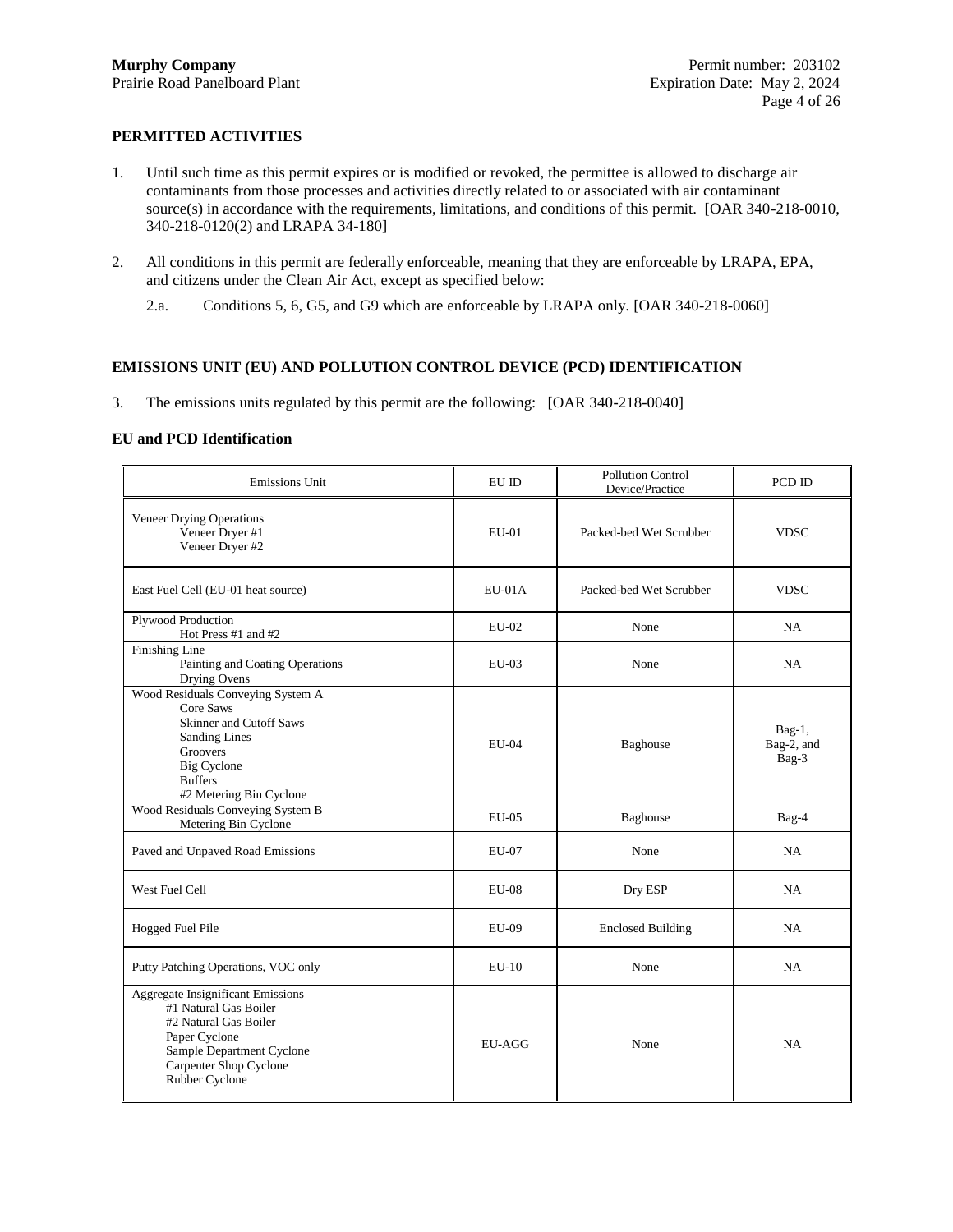## PERMITTED ACTIVITIES

1. Until such time as this permit expires or is modified or revoked, the permittee is allowed to discharge air contaminants from those processes and activities directly related to or associated with air contaminant source(s) in accordance with the requirements, limitations, and conditions of this permit. [OAR 340-218-0010, 340-218-0120(2) and LRAPA 34-180]

2. All conditions in this permit are federally enforceable, meaning that they are enforceable by LRAPA, EPA, and citizens under the Clean Air Act, except as specified below:

   2.a. Conditions 5, 6, G5, and G9 which are enforceable by LRAPA only. [OAR 340-218-0060]

## EMISSIONS UNIT (EU) AND POLLUTION CONTROL DEVICE (PCD) IDENTIFICATION

3. The emissions units regulated by this permit are the following: [OAR 340-218-0040]

### EU and PCD Identification

| Emissions Unit | EU ID | Pollution Control Device/Practice | PCD ID |
|---|---|---|---|
| Veneer Drying Operations<br>Veneer Dryer #1<br>Veneer Dryer #2 | EU-01 | Packed-bed Wet Scrubber | VDSC |
| East Fuel Cell (EU-01 heat source) | EU-01A | Packed-bed Wet Scrubber | VDSC |
| Plywood Production<br>Hot Press #1 and #2 | EU-02 | None | NA |
| Finishing Line<br>Painting and Coating Operations<br>Drying Ovens | EU-03 | None | NA |
| Wood Residuals Conveying System A<br>Core Saws<br>Skinner and Cutoff Saws<br>Sanding Lines<br>Groovers<br>Big Cyclone<br>Buffers<br>#2 Metering Bin Cyclone | EU-04 | Baghouse | Bag-1, Bag-2, and Bag-3 |
| Wood Residuals Conveying System B<br>Metering Bin Cyclone | EU-05 | Baghouse | Bag-4 |
| Paved and Unpaved Road Emissions | EU-07 | None | NA |
| West Fuel Cell | EU-08 | Dry ESP | NA |
| Hogged Fuel Pile | EU-09 | Enclosed Building | NA |
| Putty Patching Operations, VOC only | EU-10 | None | NA |
| Aggregate Insignificant Emissions<br>#1 Natural Gas Boiler<br>#2 Natural Gas Boiler<br>Paper Cyclone<br>Sample Department Cyclone<br>Carpenter Shop Cyclone<br>Rubber Cyclone | EU-AGG | None | NA |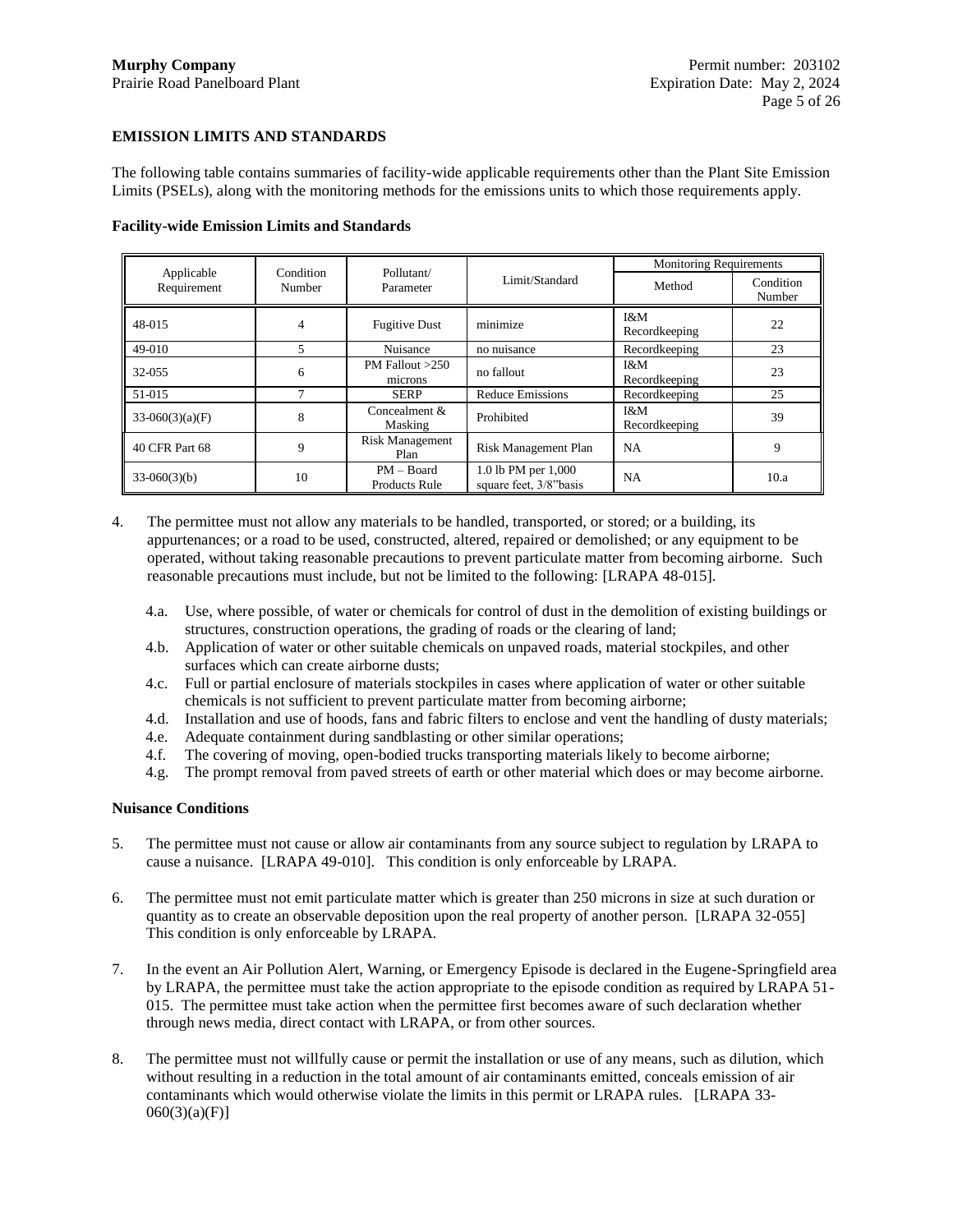## EMISSION LIMITS AND STANDARDS

The following table contains summaries of facility-wide applicable requirements other than the Plant Site Emission Limits (PSELs), along with the monitoring methods for the emissions units to which those requirements apply.

**Facility-wide Emission Limits and Standards**

| Applicable Requirement | Condition Number | Pollutant/ Parameter | Limit/Standard | Monitoring Requirements | |
|---|---|---|---|---|---|
| | | | | Method | Condition Number |
| 48-015 | 4 | Fugitive Dust | minimize | I&M Recordkeeping | 22 |
| 49-010 | 5 | Nuisance | no nuisance | Recordkeeping | 23 |
| 32-055 | 6 | PM Fallout >250 microns | no fallout | I&M Recordkeeping | 23 |
| 51-015 | 7 | SERP | Reduce Emissions | Recordkeeping | 25 |
| 33-060(3)(a)(F) | 8 | Concealment & Masking | Prohibited | I&M Recordkeeping | 39 |
| 40 CFR Part 68 | 9 | Risk Management Plan | Risk Management Plan | NA | 9 |
| 33-060(3)(b) | 10 | PM – Board Products Rule | 1.0 lb PM per 1,000 square feet, 3/8"basis | NA | 10.a |

4. The permittee must not allow any materials to be handled, transported, or stored; or a building, its appurtenances; or a road to be used, constructed, altered, repaired or demolished; or any equipment to be operated, without taking reasonable precautions to prevent particulate matter from becoming airborne. Such reasonable precautions must include, but not be limited to the following: [LRAPA 48-015].

   4.a. Use, where possible, of water or chemicals for control of dust in the demolition of existing buildings or structures, construction operations, the grading of roads or the clearing of land;
   4.b. Application of water or other suitable chemicals on unpaved roads, material stockpiles, and other surfaces which can create airborne dusts;
   4.c. Full or partial enclosure of materials stockpiles in cases where application of water or other suitable chemicals is not sufficient to prevent particulate matter from becoming airborne;
   4.d. Installation and use of hoods, fans and fabric filters to enclose and vent the handling of dusty materials;
   4.e. Adequate containment during sandblasting or other similar operations;
   4.f. The covering of moving, open-bodied trucks transporting materials likely to become airborne;
   4.g. The prompt removal from paved streets of earth or other material which does or may become airborne.

### Nuisance Conditions

5. The permittee must not cause or allow air contaminants from any source subject to regulation by LRAPA to cause a nuisance. [LRAPA 49-010]. This condition is only enforceable by LRAPA.

6. The permittee must not emit particulate matter which is greater than 250 microns in size at such duration or quantity as to create an observable deposition upon the real property of another person. [LRAPA 32-055] This condition is only enforceable by LRAPA.

7. In the event an Air Pollution Alert, Warning, or Emergency Episode is declared in the Eugene-Springfield area by LRAPA, the permittee must take the action appropriate to the episode condition as required by LRAPA 51-015. The permittee must take action when the permittee first becomes aware of such declaration whether through news media, direct contact with LRAPA, or from other sources.

8. The permittee must not willfully cause or permit the installation or use of any means, such as dilution, which without resulting in a reduction in the total amount of air contaminants emitted, conceals emission of air contaminants which would otherwise violate the limits in this permit or LRAPA rules. [LRAPA 33-060(3)(a)(F)]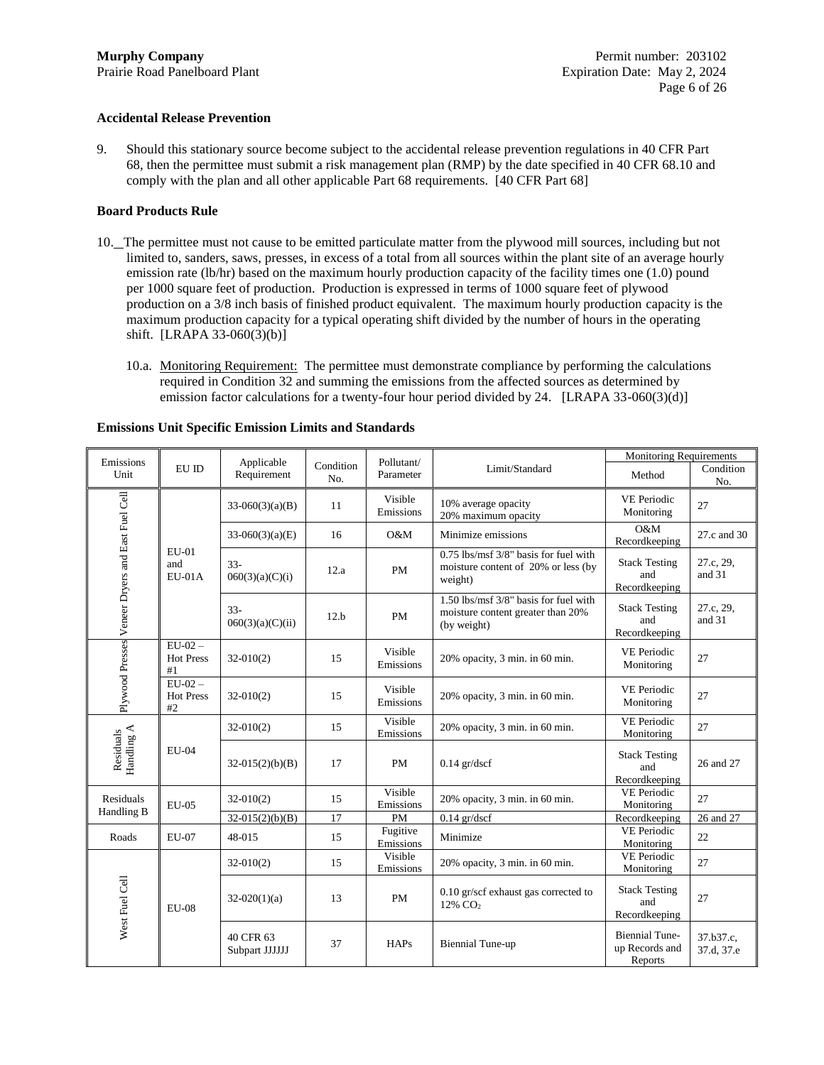**Accidental Release Prevention**

9. Should this stationary source become subject to the accidental release prevention regulations in 40 CFR Part 68, then the permittee must submit a risk management plan (RMP) by the date specified in 40 CFR 68.10 and comply with the plan and all other applicable Part 68 requirements. [40 CFR Part 68]

**Board Products Rule**

10. The permittee must not cause to be emitted particulate matter from the plywood mill sources, including but not limited to, sanders, saws, presses, in excess of a total from all sources within the plant site of an average hourly emission rate (lb/hr) based on the maximum hourly production capacity of the facility times one (1.0) pound per 1000 square feet of production. Production is expressed in terms of 1000 square feet of plywood production on a 3/8 inch basis of finished product equivalent. The maximum hourly production capacity is the maximum production capacity for a typical operating shift divided by the number of hours in the operating shift. [LRAPA 33-060(3)(b)]

   10.a. Monitoring Requirement: The permittee must demonstrate compliance by performing the calculations required in Condition 32 and summing the emissions from the affected sources as determined by emission factor calculations for a twenty-four hour period divided by 24. [LRAPA 33-060(3)(d)]

**Emissions Unit Specific Emission Limits and Standards**

| Emissions Unit | EU ID | Applicable Requirement | Condition No. | Pollutant/ Parameter | Limit/Standard | Monitoring Requirements | |
|---|---|---|---|---|---|---|---|
| | | | | | | Method | Condition No. |
| Veneer Dryers and East Fuel Cell | EU-01 and EU-01A | 33-060(3)(a)(B) | 11 | Visible Emissions | 10% average opacity<br>20% maximum opacity | VE Periodic Monitoring | 27 |
| | | 33-060(3)(a)(E) | 16 | O&M | Minimize emissions | O&M Recordkeeping | 27.c and 30 |
| | | 33-060(3)(a)(C)(i) | 12.a | PM | 0.75 lbs/msf 3/8" basis for fuel with moisture content of 20% or less (by weight) | Stack Testing and Recordkeeping | 27.c, 29, and 31 |
| | | 33-060(3)(a)(C)(ii) | 12.b | PM | 1.50 lbs/msf 3/8" basis for fuel with moisture content greater than 20% (by weight) | Stack Testing and Recordkeeping | 27.c, 29, and 31 |
| Plywood Presses | EU-02 – Hot Press #1 | 32-010(2) | 15 | Visible Emissions | 20% opacity, 3 min. in 60 min. | VE Periodic Monitoring | 27 |
| | EU-02 – Hot Press #2 | 32-010(2) | 15 | Visible Emissions | 20% opacity, 3 min. in 60 min. | VE Periodic Monitoring | 27 |
| Residuals Handling A | EU-04 | 32-010(2) | 15 | Visible Emissions | 20% opacity, 3 min. in 60 min. | VE Periodic Monitoring | 27 |
| | | 32-015(2)(b)(B) | 17 | PM | 0.14 gr/dscf | Stack Testing and Recordkeeping | 26 and 27 |
| Residuals Handling B | EU-05 | 32-010(2) | 15 | Visible Emissions | 20% opacity, 3 min. in 60 min. | VE Periodic Monitoring | 27 |
| | | 32-015(2)(b)(B) | 17 | PM | 0.14 gr/dscf | Recordkeeping | 26 and 27 |
| Roads | EU-07 | 48-015 | 15 | Fugitive Emissions | Minimize | VE Periodic Monitoring | 22 |
| West Fuel Cell | EU-08 | 32-010(2) | 15 | Visible Emissions | 20% opacity, 3 min. in 60 min. | VE Periodic Monitoring | 27 |
| | | 32-020(1)(a) | 13 | PM | 0.10 gr/scf exhaust gas corrected to 12% $CO_2$ | Stack Testing and Recordkeeping | 27 |
| | | 40 CFR 63 Subpart JJJJJJ | 37 | HAPs | Biennial Tune-up | Biennial Tune-up Records and Reports | 37.b37.c, 37.d, 37.e |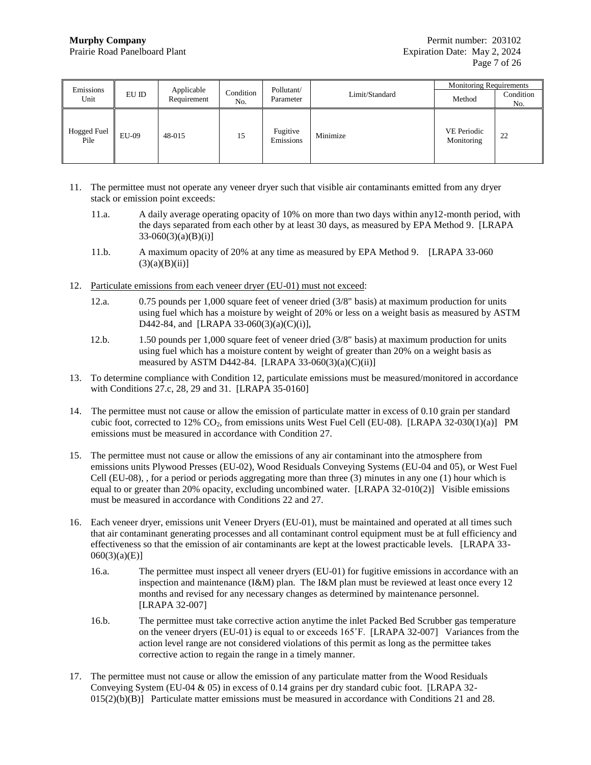| Emissions Unit | EU ID | Applicable Requirement | Condition No. | Pollutant/ Parameter | Limit/Standard | Monitoring Requirements | |
|---|---|---|---|---|---|---|---|
| | | | | | | Method | Condition No. |
| Hogged Fuel Pile | EU-09 | 48-015 | 15 | Fugitive Emissions | Minimize | VE Periodic Monitoring | 22 |

11. The permittee must not operate any veneer dryer such that visible air contaminants emitted from any dryer stack or emission point exceeds:

    11.a. A daily average operating opacity of 10% on more than two days within any12-month period, with the days separated from each other by at least 30 days, as measured by EPA Method 9. [LRAPA 33-060(3)(a)(B)(i)]

    11.b. A maximum opacity of 20% at any time as measured by EPA Method 9. [LRAPA 33-060 (3)(a)(B)(ii)]

12. Particulate emissions from each veneer dryer (EU-01) must not exceed:

    12.a. 0.75 pounds per 1,000 square feet of veneer dried (3/8" basis) at maximum production for units using fuel which has a moisture by weight of 20% or less on a weight basis as measured by ASTM D442-84, and [LRAPA 33-060(3)(a)(C)(i)],

    12.b. 1.50 pounds per 1,000 square feet of veneer dried (3/8" basis) at maximum production for units using fuel which has a moisture content by weight of greater than 20% on a weight basis as measured by ASTM D442-84. [LRAPA 33-060(3)(a)(C)(ii)]

13. To determine compliance with Condition 12, particulate emissions must be measured/monitored in accordance with Conditions 27.c, 28, 29 and 31. [LRAPA 35-0160]

14. The permittee must not cause or allow the emission of particulate matter in excess of 0.10 grain per standard cubic foot, corrected to 12% $CO_2$, from emissions units West Fuel Cell (EU-08). [LRAPA 32-030(1)(a)] PM emissions must be measured in accordance with Condition 27.

15. The permittee must not cause or allow the emissions of any air contaminant into the atmosphere from emissions units Plywood Presses (EU-02), Wood Residuals Conveying Systems (EU-04 and 05), or West Fuel Cell (EU-08), , for a period or periods aggregating more than three (3) minutes in any one (1) hour which is equal to or greater than 20% opacity, excluding uncombined water. [LRAPA 32-010(2)] Visible emissions must be measured in accordance with Conditions 22 and 27.

16. Each veneer dryer, emissions unit Veneer Dryers (EU-01), must be maintained and operated at all times such that air contaminant generating processes and all contaminant control equipment must be at full efficiency and effectiveness so that the emission of air contaminants are kept at the lowest practicable levels. [LRAPA 33-060(3)(a)(E)]

    16.a. The permittee must inspect all veneer dryers (EU-01) for fugitive emissions in accordance with an inspection and maintenance (I&M) plan. The I&M plan must be reviewed at least once every 12 months and revised for any necessary changes as determined by maintenance personnel. [LRAPA 32-007]

    16.b. The permittee must take corrective action anytime the inlet Packed Bed Scrubber gas temperature on the veneer dryers (EU-01) is equal to or exceeds 165˚F. [LRAPA 32-007] Variances from the action level range are not considered violations of this permit as long as the permittee takes corrective action to regain the range in a timely manner.

17. The permittee must not cause or allow the emission of any particulate matter from the Wood Residuals Conveying System (EU-04 & 05) in excess of 0.14 grains per dry standard cubic foot. [LRAPA 32-015(2)(b)(B)] Particulate matter emissions must be measured in accordance with Conditions 21 and 28.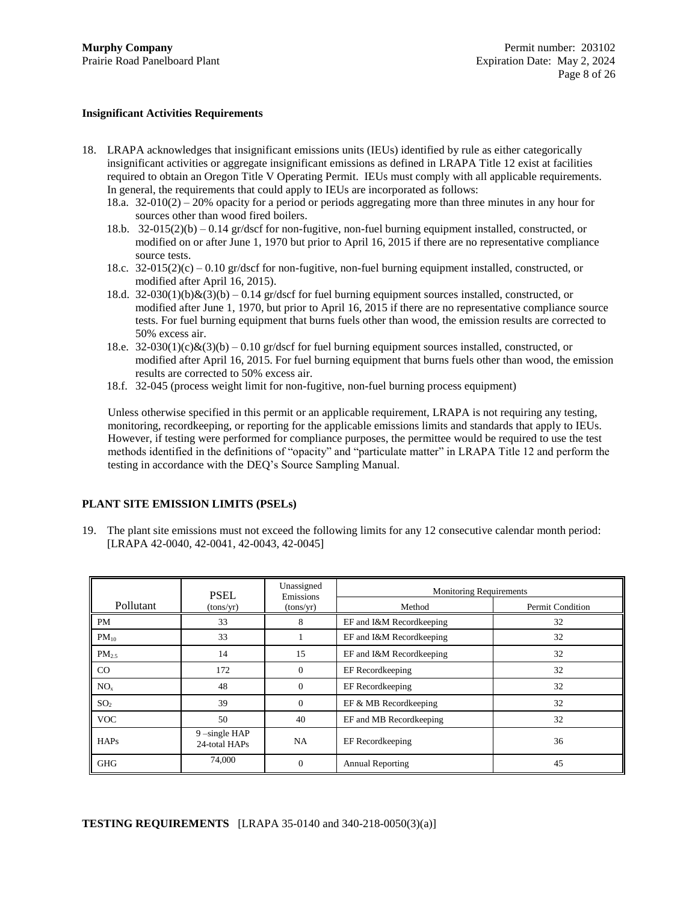### Insignificant Activities Requirements

18. LRAPA acknowledges that insignificant emissions units (IEUs) identified by rule as either categorically insignificant activities or aggregate insignificant emissions as defined in LRAPA Title 12 exist at facilities required to obtain an Oregon Title V Operating Permit. IEUs must comply with all applicable requirements. In general, the requirements that could apply to IEUs are incorporated as follows:
    - 18.a. 32-010(2) – 20% opacity for a period or periods aggregating more than three minutes in any hour for sources other than wood fired boilers.
    - 18.b. 32-015(2)(b) – 0.14 gr/dscf for non-fugitive, non-fuel burning equipment installed, constructed, or modified on or after June 1, 1970 but prior to April 16, 2015 if there are no representative compliance source tests.
    - 18.c. 32-015(2)(c) – 0.10 gr/dscf for non-fugitive, non-fuel burning equipment installed, constructed, or modified after April 16, 2015).
    - 18.d. 32-030(1)(b)&(3)(b) – 0.14 gr/dscf for fuel burning equipment sources installed, constructed, or modified after June 1, 1970, but prior to April 16, 2015 if there are no representative compliance source tests. For fuel burning equipment that burns fuels other than wood, the emission results are corrected to 50% excess air.
    - 18.e. 32-030(1)(c)&(3)(b) – 0.10 gr/dscf for fuel burning equipment sources installed, constructed, or modified after April 16, 2015. For fuel burning equipment that burns fuels other than wood, the emission results are corrected to 50% excess air.
    - 18.f. 32-045 (process weight limit for non-fugitive, non-fuel burning process equipment)

    Unless otherwise specified in this permit or an applicable requirement, LRAPA is not requiring any testing, monitoring, recordkeeping, or reporting for the applicable emissions limits and standards that apply to IEUs. However, if testing were performed for compliance purposes, the permittee would be required to use the test methods identified in the definitions of "opacity" and "particulate matter" in LRAPA Title 12 and perform the testing in accordance with the DEQ's Source Sampling Manual.

## PLANT SITE EMISSION LIMITS (PSELs)

19. The plant site emissions must not exceed the following limits for any 12 consecutive calendar month period: [LRAPA 42-0040, 42-0041, 42-0043, 42-0045]

| Pollutant | PSEL (tons/yr) | Unassigned Emissions (tons/yr) | Monitoring Requirements | |
|---|---|---|---|---|
| | | | Method | Permit Condition |
| PM | 33 | 8 | EF and I&M Recordkeeping | 32 |
| $PM_{10}$ | 33 | 1 | EF and I&M Recordkeeping | 32 |
| $PM_{2.5}$ | 14 | 15 | EF and I&M Recordkeeping | 32 |
| CO | 172 | 0 | EF Recordkeeping | 32 |
| $NO_x$ | 48 | 0 | EF Recordkeeping | 32 |
| $SO_2$ | 39 | 0 | EF & MB Recordkeeping | 32 |
| VOC | 50 | 40 | EF and MB Recordkeeping | 32 |
| HAPs | 9 –single HAP 24-total HAPs | NA | EF Recordkeeping | 36 |
| GHG | 74,000 | 0 | Annual Reporting | 45 |

## TESTING REQUIREMENTS [LRAPA 35-0140 and 340-218-0050(3)(a)]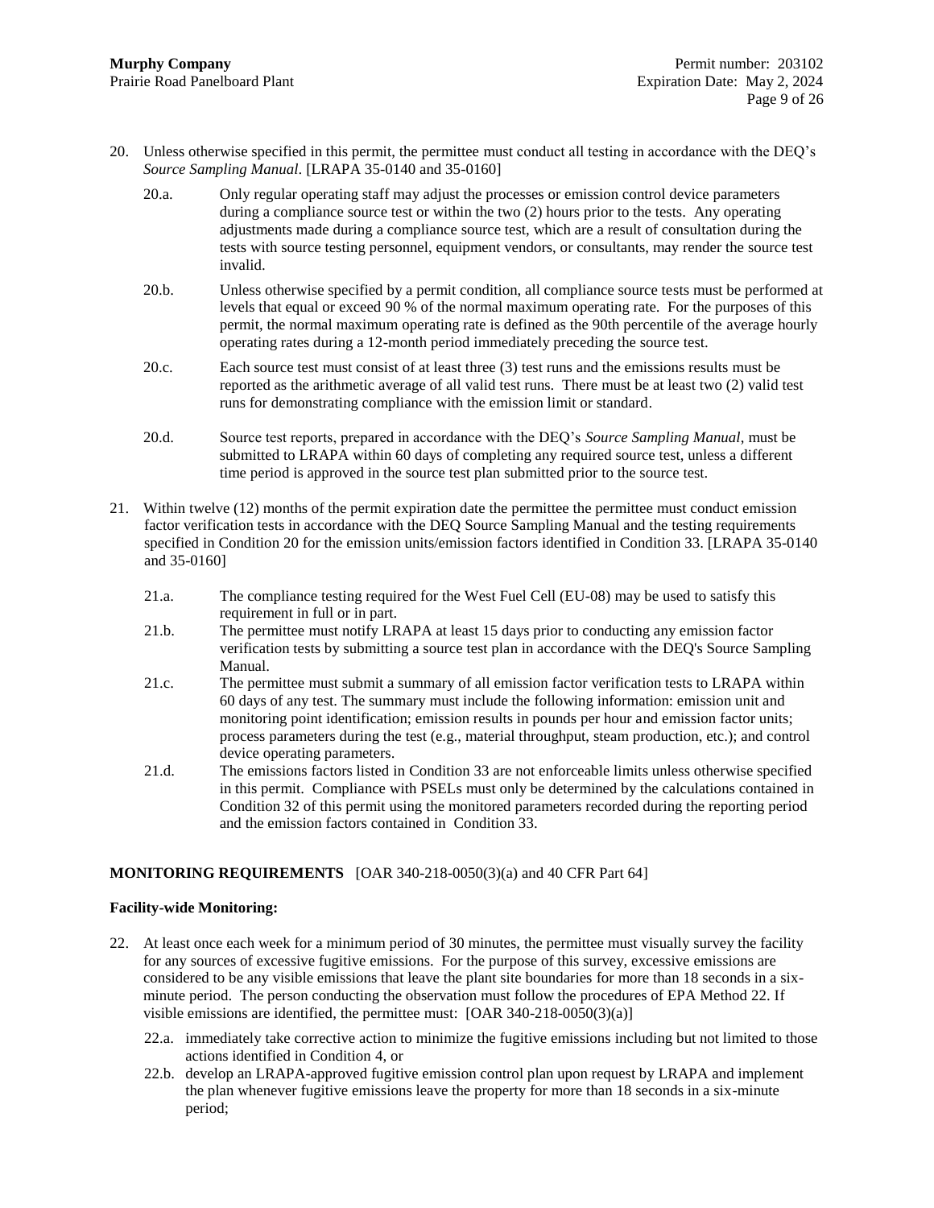20. Unless otherwise specified in this permit, the permittee must conduct all testing in accordance with the DEQ's *Source Sampling Manual*. [LRAPA 35-0140 and 35-0160]

    20.a. Only regular operating staff may adjust the processes or emission control device parameters during a compliance source test or within the two (2) hours prior to the tests. Any operating adjustments made during a compliance source test, which are a result of consultation during the tests with source testing personnel, equipment vendors, or consultants, may render the source test invalid.

    20.b. Unless otherwise specified by a permit condition, all compliance source tests must be performed at levels that equal or exceed 90 % of the normal maximum operating rate. For the purposes of this permit, the normal maximum operating rate is defined as the 90th percentile of the average hourly operating rates during a 12-month period immediately preceding the source test.

    20.c. Each source test must consist of at least three (3) test runs and the emissions results must be reported as the arithmetic average of all valid test runs. There must be at least two (2) valid test runs for demonstrating compliance with the emission limit or standard.

    20.d. Source test reports, prepared in accordance with the DEQ's *Source Sampling Manual*, must be submitted to LRAPA within 60 days of completing any required source test, unless a different time period is approved in the source test plan submitted prior to the source test.

21. Within twelve (12) months of the permit expiration date the permittee the permittee must conduct emission factor verification tests in accordance with the DEQ Source Sampling Manual and the testing requirements specified in Condition 20 for the emission units/emission factors identified in Condition 33. [LRAPA 35-0140 and 35-0160]

    21.a. The compliance testing required for the West Fuel Cell (EU-08) may be used to satisfy this requirement in full or in part.

    21.b. The permittee must notify LRAPA at least 15 days prior to conducting any emission factor verification tests by submitting a source test plan in accordance with the DEQ's Source Sampling Manual.

    21.c. The permittee must submit a summary of all emission factor verification tests to LRAPA within 60 days of any test. The summary must include the following information: emission unit and monitoring point identification; emission results in pounds per hour and emission factor units; process parameters during the test (e.g., material throughput, steam production, etc.); and control device operating parameters.

    21.d. The emissions factors listed in Condition 33 are not enforceable limits unless otherwise specified in this permit. Compliance with PSELs must only be determined by the calculations contained in Condition 32 of this permit using the monitored parameters recorded during the reporting period and the emission factors contained in Condition 33.

**MONITORING REQUIREMENTS** [OAR 340-218-0050(3)(a) and 40 CFR Part 64]

**Facility-wide Monitoring:**

22. At least once each week for a minimum period of 30 minutes, the permittee must visually survey the facility for any sources of excessive fugitive emissions. For the purpose of this survey, excessive emissions are considered to be any visible emissions that leave the plant site boundaries for more than 18 seconds in a six-minute period. The person conducting the observation must follow the procedures of EPA Method 22. If visible emissions are identified, the permittee must: [OAR 340-218-0050(3)(a)]

    22.a. immediately take corrective action to minimize the fugitive emissions including but not limited to those actions identified in Condition 4, or

    22.b. develop an LRAPA-approved fugitive emission control plan upon request by LRAPA and implement the plan whenever fugitive emissions leave the property for more than 18 seconds in a six-minute period;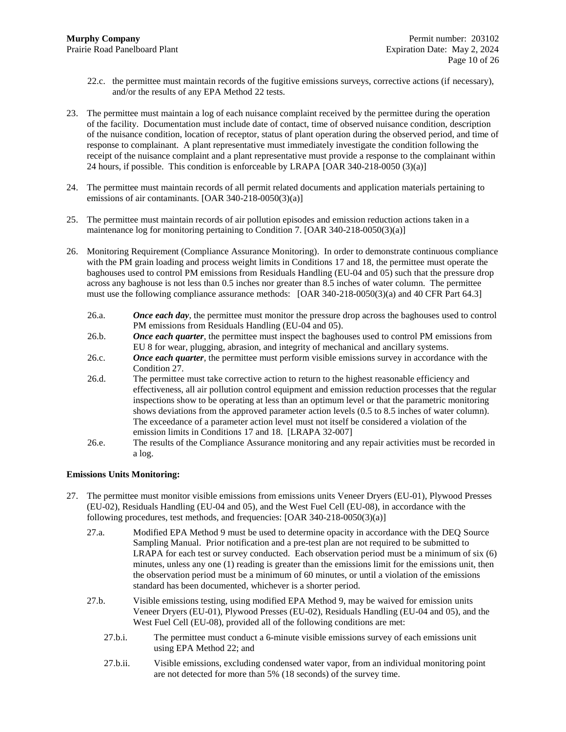22.c. the permittee must maintain records of the fugitive emissions surveys, corrective actions (if necessary), and/or the results of any EPA Method 22 tests.

23. The permittee must maintain a log of each nuisance complaint received by the permittee during the operation of the facility. Documentation must include date of contact, time of observed nuisance condition, description of the nuisance condition, location of receptor, status of plant operation during the observed period, and time of response to complainant. A plant representative must immediately investigate the condition following the receipt of the nuisance complaint and a plant representative must provide a response to the complainant within 24 hours, if possible. This condition is enforceable by LRAPA [OAR 340-218-0050 (3)(a)]

24. The permittee must maintain records of all permit related documents and application materials pertaining to emissions of air contaminants. [OAR 340-218-0050(3)(a)]

25. The permittee must maintain records of air pollution episodes and emission reduction actions taken in a maintenance log for monitoring pertaining to Condition 7. [OAR 340-218-0050(3)(a)]

26. Monitoring Requirement (Compliance Assurance Monitoring). In order to demonstrate continuous compliance with the PM grain loading and process weight limits in Conditions 17 and 18, the permittee must operate the baghouses used to control PM emissions from Residuals Handling (EU-04 and 05) such that the pressure drop across any baghouse is not less than 0.5 inches nor greater than 8.5 inches of water column. The permittee must use the following compliance assurance methods: [OAR 340-218-0050(3)(a) and 40 CFR Part 64.3]

    26.a. ***Once each day***, the permittee must monitor the pressure drop across the baghouses used to control PM emissions from Residuals Handling (EU-04 and 05).

    26.b. ***Once each quarter***, the permittee must inspect the baghouses used to control PM emissions from EU 8 for wear, plugging, abrasion, and integrity of mechanical and ancillary systems.

    26.c. ***Once each quarter***, the permittee must perform visible emissions survey in accordance with the Condition 27.

    26.d. The permittee must take corrective action to return to the highest reasonable efficiency and effectiveness, all air pollution control equipment and emission reduction processes that the regular inspections show to be operating at less than an optimum level or that the parametric monitoring shows deviations from the approved parameter action levels (0.5 to 8.5 inches of water column). The exceedance of a parameter action level must not itself be considered a violation of the emission limits in Conditions 17 and 18. [LRAPA 32-007]

    26.e. The results of the Compliance Assurance monitoring and any repair activities must be recorded in a log.

**Emissions Units Monitoring:**

27. The permittee must monitor visible emissions from emissions units Veneer Dryers (EU-01), Plywood Presses (EU-02), Residuals Handling (EU-04 and 05), and the West Fuel Cell (EU-08), in accordance with the following procedures, test methods, and frequencies: [OAR 340-218-0050(3)(a)]

    27.a. Modified EPA Method 9 must be used to determine opacity in accordance with the DEQ Source Sampling Manual. Prior notification and a pre-test plan are not required to be submitted to LRAPA for each test or survey conducted. Each observation period must be a minimum of six (6) minutes, unless any one (1) reading is greater than the emissions limit for the emissions unit, then the observation period must be a minimum of 60 minutes, or until a violation of the emissions standard has been documented, whichever is a shorter period.

    27.b. Visible emissions testing, using modified EPA Method 9, may be waived for emission units Veneer Dryers (EU-01), Plywood Presses (EU-02), Residuals Handling (EU-04 and 05), and the West Fuel Cell (EU-08), provided all of the following conditions are met:

        27.b.i. The permittee must conduct a 6-minute visible emissions survey of each emissions unit using EPA Method 22; and

        27.b.ii. Visible emissions, excluding condensed water vapor, from an individual monitoring point are not detected for more than 5% (18 seconds) of the survey time.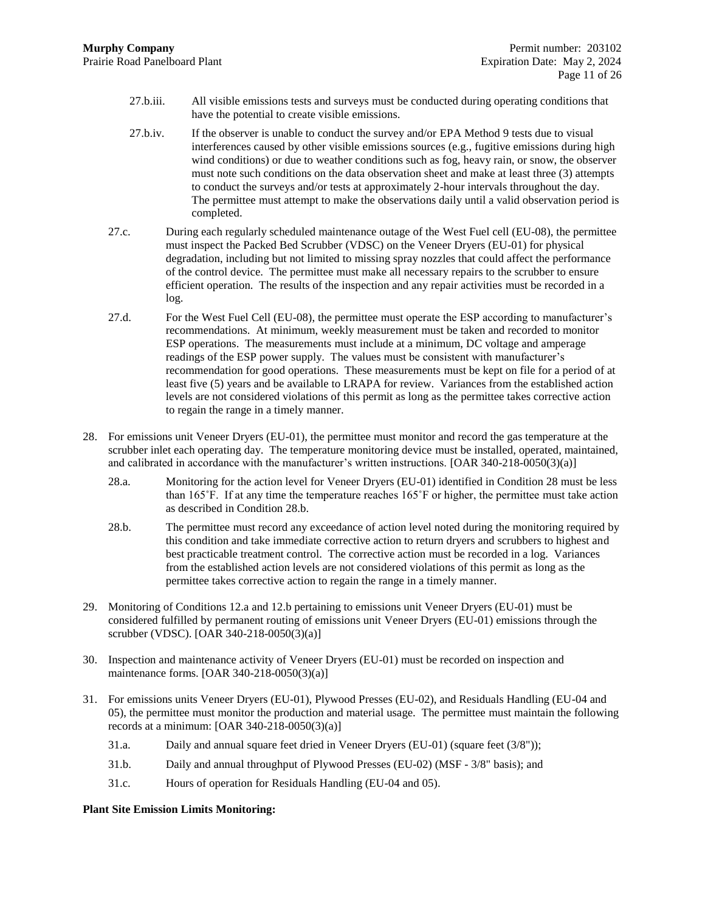27.b.iii. All visible emissions tests and surveys must be conducted during operating conditions that have the potential to create visible emissions.

27.b.iv. If the observer is unable to conduct the survey and/or EPA Method 9 tests due to visual interferences caused by other visible emissions sources (e.g., fugitive emissions during high wind conditions) or due to weather conditions such as fog, heavy rain, or snow, the observer must note such conditions on the data observation sheet and make at least three (3) attempts to conduct the surveys and/or tests at approximately 2-hour intervals throughout the day. The permittee must attempt to make the observations daily until a valid observation period is completed.

27.c. During each regularly scheduled maintenance outage of the West Fuel cell (EU-08), the permittee must inspect the Packed Bed Scrubber (VDSC) on the Veneer Dryers (EU-01) for physical degradation, including but not limited to missing spray nozzles that could affect the performance of the control device. The permittee must make all necessary repairs to the scrubber to ensure efficient operation. The results of the inspection and any repair activities must be recorded in a log.

27.d. For the West Fuel Cell (EU-08), the permittee must operate the ESP according to manufacturer's recommendations. At minimum, weekly measurement must be taken and recorded to monitor ESP operations. The measurements must include at a minimum, DC voltage and amperage readings of the ESP power supply. The values must be consistent with manufacturer's recommendation for good operations. These measurements must be kept on file for a period of at least five (5) years and be available to LRAPA for review. Variances from the established action levels are not considered violations of this permit as long as the permittee takes corrective action to regain the range in a timely manner.

28. For emissions unit Veneer Dryers (EU-01), the permittee must monitor and record the gas temperature at the scrubber inlet each operating day. The temperature monitoring device must be installed, operated, maintained, and calibrated in accordance with the manufacturer's written instructions. [OAR 340-218-0050(3)(a)]

28.a. Monitoring for the action level for Veneer Dryers (EU-01) identified in Condition 28 must be less than 165˚F. If at any time the temperature reaches 165˚F or higher, the permittee must take action as described in Condition 28.b.

28.b. The permittee must record any exceedance of action level noted during the monitoring required by this condition and take immediate corrective action to return dryers and scrubbers to highest and best practicable treatment control. The corrective action must be recorded in a log. Variances from the established action levels are not considered violations of this permit as long as the permittee takes corrective action to regain the range in a timely manner.

29. Monitoring of Conditions 12.a and 12.b pertaining to emissions unit Veneer Dryers (EU-01) must be considered fulfilled by permanent routing of emissions unit Veneer Dryers (EU-01) emissions through the scrubber (VDSC). [OAR 340-218-0050(3)(a)]

30. Inspection and maintenance activity of Veneer Dryers (EU-01) must be recorded on inspection and maintenance forms. [OAR 340-218-0050(3)(a)]

31. For emissions units Veneer Dryers (EU-01), Plywood Presses (EU-02), and Residuals Handling (EU-04 and 05), the permittee must monitor the production and material usage. The permittee must maintain the following records at a minimum: [OAR 340-218-0050(3)(a)]

31.a. Daily and annual square feet dried in Veneer Dryers (EU-01) (square feet (3/8"));

31.b. Daily and annual throughput of Plywood Presses (EU-02) (MSF - 3/8" basis); and

31.c. Hours of operation for Residuals Handling (EU-04 and 05).

**Plant Site Emission Limits Monitoring:**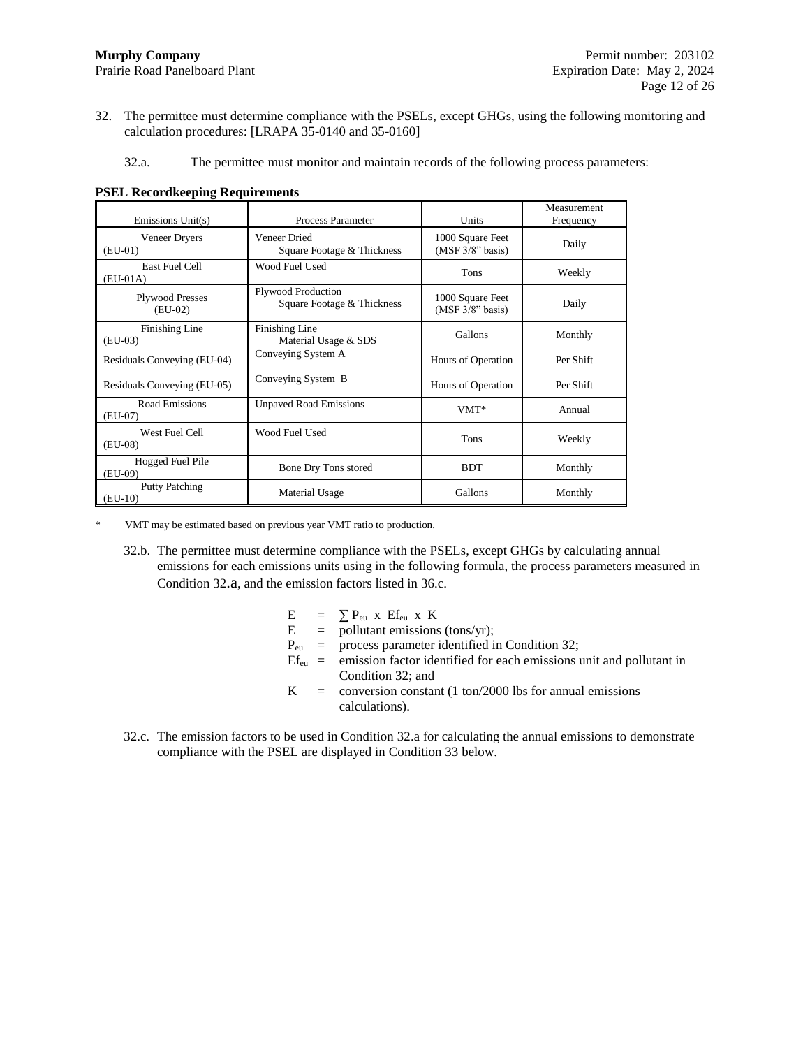32. The permittee must determine compliance with the PSELs, except GHGs, using the following monitoring and calculation procedures: [LRAPA 35-0140 and 35-0160]

    32.a. The permittee must monitor and maintain records of the following process parameters:

**PSEL Recordkeeping Requirements**

| Emissions Unit(s) | Process Parameter | Units | Measurement Frequency |
|---|---|---|---|
| Veneer Dryers (EU-01) | Veneer Dried Square Footage & Thickness | 1000 Square Feet (MSF 3/8" basis) | Daily |
| East Fuel Cell (EU-01A) | Wood Fuel Used | Tons | Weekly |
| Plywood Presses (EU-02) | Plywood Production Square Footage & Thickness | 1000 Square Feet (MSF 3/8" basis) | Daily |
| Finishing Line (EU-03) | Finishing Line Material Usage & SDS | Gallons | Monthly |
| Residuals Conveying (EU-04) | Conveying System A | Hours of Operation | Per Shift |
| Residuals Conveying (EU-05) | Conveying System B | Hours of Operation | Per Shift |
| Road Emissions (EU-07) | Unpaved Road Emissions | VMT* | Annual |
| West Fuel Cell (EU-08) | Wood Fuel Used | Tons | Weekly |
| Hogged Fuel Pile (EU-09) | Bone Dry Tons stored | BDT | Monthly |
| Putty Patching (EU-10) | Material Usage | Gallons | Monthly |

\* VMT may be estimated based on previous year VMT ratio to production.

32.b. The permittee must determine compliance with the PSELs, except GHGs by calculating annual emissions for each emissions units using in the following formula, the process parameters measured in Condition 32.a, and the emission factors listed in 36.c.

$$E = \sum P_{eu} \times Ef_{eu} \times K$$

$E$ = pollutant emissions (tons/yr);

$P_{eu}$ = process parameter identified in Condition 32;

$Ef_{eu}$ = emission factor identified for each emissions unit and pollutant in Condition 32; and

$K$ = conversion constant (1 ton/2000 lbs for annual emissions calculations).

32.c. The emission factors to be used in Condition 32.a for calculating the annual emissions to demonstrate compliance with the PSEL are displayed in Condition 33 below.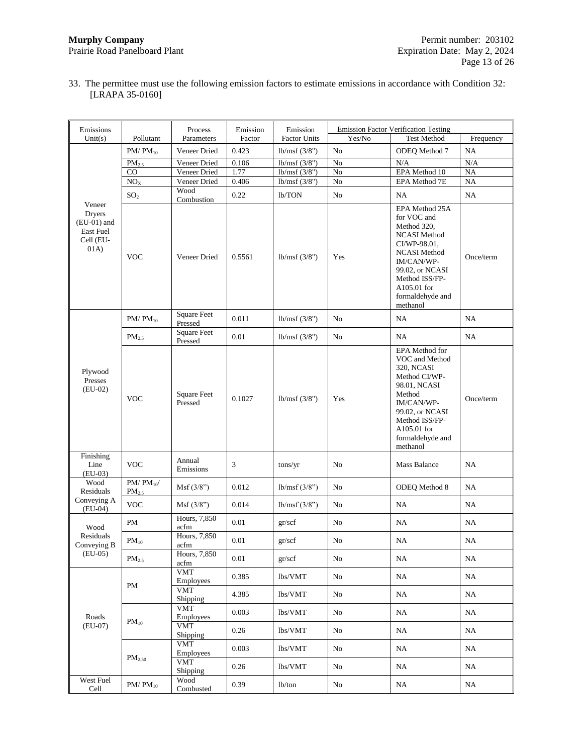33. The permittee must use the following emission factors to estimate emissions in accordance with Condition 32: [LRAPA 35-0160]

| Emissions Unit(s) | Pollutant | Process Parameters | Emission Factor | Emission Factor Units | Emission Factor Verification Testing | | |
|---|---|---|---|---|---|---|---|
| | | | | | Yes/No | Test Method | Frequency |
| Veneer Dryers (EU-01) and East Fuel Cell (EU-01A) | $PM/PM_{10}$ | Veneer Dried | 0.423 | lb/msf (3/8") | No | ODEQ Method 7 | NA |
| | $PM_{2.5}$ | Veneer Dried | 0.106 | lb/msf (3/8") | No | N/A | N/A |
| | CO | Veneer Dried | 1.77 | lb/msf (3/8") | No | EPA Method 10 | NA |
| | $NO_X$ | Veneer Dried | 0.406 | lb/msf (3/8") | No | EPA Method 7E | NA |
| | $SO_2$ | Wood Combustion | 0.22 | lb/TON | No | NA | NA |
| | VOC | Veneer Dried | 0.5561 | lb/msf (3/8") | Yes | EPA Method 25A for VOC and Method 320, NCASI Method CI/WP-98.01, NCASI Method IM/CAN/WP-99.02, or NCASI Method ISS/FP-A105.01 for formaldehyde and methanol | Once/term |
| Plywood Presses (EU-02) | $PM/PM_{10}$ | Square Feet Pressed | 0.011 | lb/msf (3/8") | No | NA | NA |
| | $PM_{2.5}$ | Square Feet Pressed | 0.01 | lb/msf (3/8") | No | NA | NA |
| | VOC | Square Feet Pressed | 0.1027 | lb/msf (3/8") | Yes | EPA Method for VOC and Method 320, NCASI Method CI/WP-98.01, NCASI Method IM/CAN/WP-99.02, or NCASI Method ISS/FP-A105.01 for formaldehyde and methanol | Once/term |
| Finishing Line (EU-03) | VOC | Annual Emissions | 3 | tons/yr | No | Mass Balance | NA |
| Wood Residuals Conveying A (EU-04) | $PM/PM_{10}/PM_{2.5}$ | Msf (3/8") | 0.012 | lb/msf (3/8") | No | ODEQ Method 8 | NA |
| | VOC | Msf (3/8") | 0.014 | lb/msf (3/8") | No | NA | NA |
| Wood Residuals Conveying B (EU-05) | PM | Hours, 7,850 acfm | 0.01 | gr/scf | No | NA | NA |
| | $PM_{10}$ | Hours, 7,850 acfm | 0.01 | gr/scf | No | NA | NA |
| | $PM_{2.5}$ | Hours, 7,850 acfm | 0.01 | gr/scf | No | NA | NA |
| Roads (EU-07) | PM | VMT Employees | 0.385 | lbs/VMT | No | NA | NA |
| | | VMT Shipping | 4.385 | lbs/VMT | No | NA | NA |
| | $PM_{10}$ | VMT Employees | 0.003 | lbs/VMT | No | NA | NA |
| | | VMT Shipping | 0.26 | lbs/VMT | No | NA | NA |
| | $PM_{2.50}$ | VMT Employees | 0.003 | lbs/VMT | No | NA | NA |
| | | VMT Shipping | 0.26 | lbs/VMT | No | NA | NA |
| West Fuel Cell | $PM/PM_{10}$ | Wood Combusted | 0.39 | lb/ton | No | NA | NA |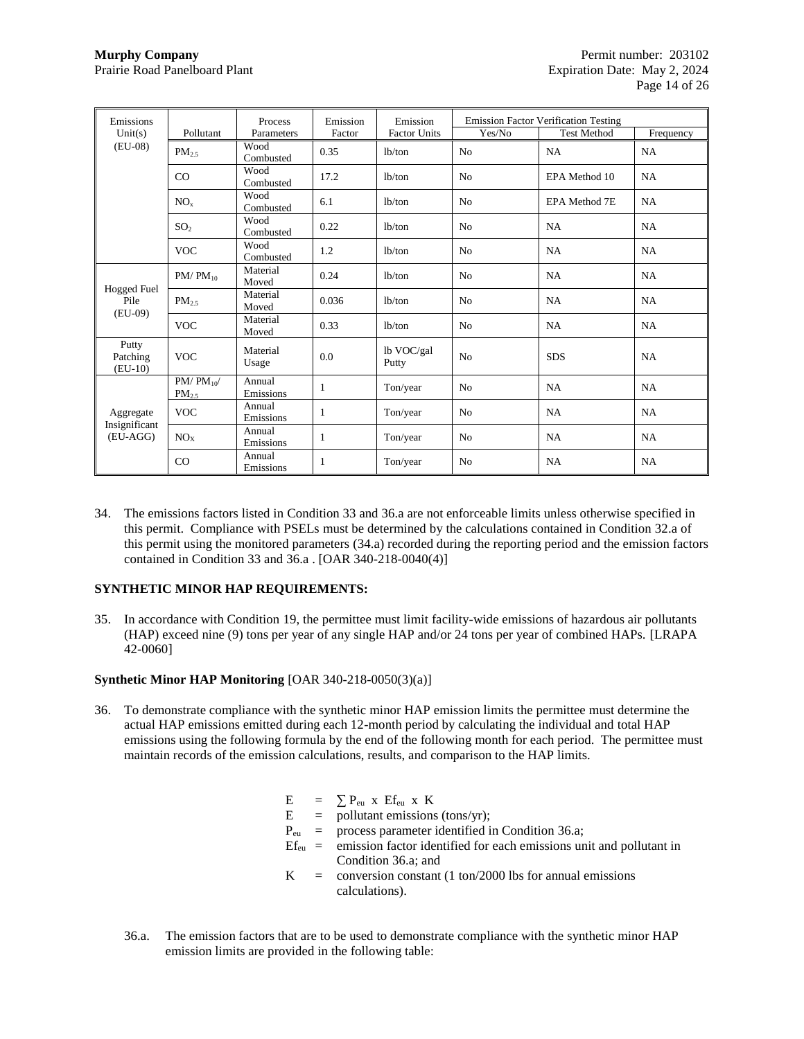| Emissions Unit(s) | Pollutant | Process Parameters | Emission Factor | Emission Factor Units | Emission Factor Verification Testing | | |
|---|---|---|---|---|---|---|---|
| | | | | | Yes/No | Test Method | Frequency |
| (EU-08) | $PM_{2.5}$ | Wood Combusted | 0.35 | lb/ton | No | NA | NA |
| | CO | Wood Combusted | 17.2 | lb/ton | No | EPA Method 10 | NA |
| | $NO_x$ | Wood Combusted | 6.1 | lb/ton | No | EPA Method 7E | NA |
| | $SO_2$ | Wood Combusted | 0.22 | lb/ton | No | NA | NA |
| | VOC | Wood Combusted | 1.2 | lb/ton | No | NA | NA |
| Hogged Fuel Pile (EU-09) | PM/ $PM_{10}$ | Material Moved | 0.24 | lb/ton | No | NA | NA |
| | $PM_{2.5}$ | Material Moved | 0.036 | lb/ton | No | NA | NA |
| | VOC | Material Moved | 0.33 | lb/ton | No | NA | NA |
| Putty Patching (EU-10) | VOC | Material Usage | 0.0 | lb VOC/gal Putty | No | SDS | NA |
| Aggregate Insignificant (EU-AGG) | PM/ $PM_{10}$/ $PM_{2.5}$ | Annual Emissions | 1 | Ton/year | No | NA | NA |
| | VOC | Annual Emissions | 1 | Ton/year | No | NA | NA |
| | $NO_X$ | Annual Emissions | 1 | Ton/year | No | NA | NA |
| | CO | Annual Emissions | 1 | Ton/year | No | NA | NA |

34. The emissions factors listed in Condition 33 and 36.a are not enforceable limits unless otherwise specified in this permit. Compliance with PSELs must be determined by the calculations contained in Condition 32.a of this permit using the monitored parameters (34.a) recorded during the reporting period and the emission factors contained in Condition 33 and 36.a . [OAR 340-218-0040(4)]

**SYNTHETIC MINOR HAP REQUIREMENTS:**

35. In accordance with Condition 19, the permittee must limit facility-wide emissions of hazardous air pollutants (HAP) exceed nine (9) tons per year of any single HAP and/or 24 tons per year of combined HAPs. [LRAPA 42-0060]

**Synthetic Minor HAP Monitoring** [OAR 340-218-0050(3)(a)]

36. To demonstrate compliance with the synthetic minor HAP emission limits the permittee must determine the actual HAP emissions emitted during each 12-month period by calculating the individual and total HAP emissions using the following formula by the end of the following month for each period. The permittee must maintain records of the emission calculations, results, and comparison to the HAP limits.

$$E = \sum P_{eu} \times Ef_{eu} \times K$$

$E$ = pollutant emissions (tons/yr);

$P_{eu}$ = process parameter identified in Condition 36.a;

$Ef_{eu}$ = emission factor identified for each emissions unit and pollutant in Condition 36.a; and

$K$ = conversion constant (1 ton/2000 lbs for annual emissions calculations).

36.a. The emission factors that are to be used to demonstrate compliance with the synthetic minor HAP emission limits are provided in the following table: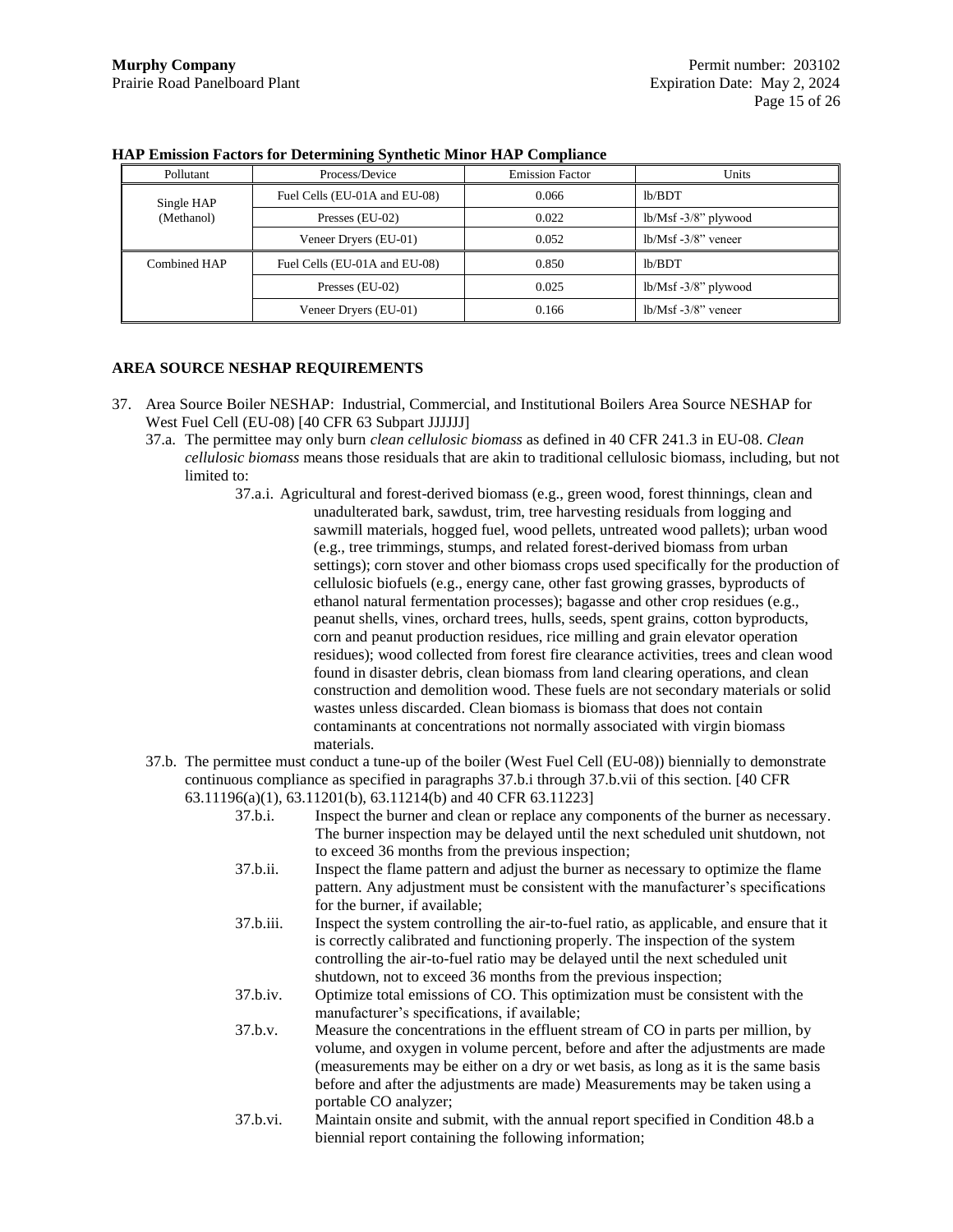**HAP Emission Factors for Determining Synthetic Minor HAP Compliance**

| Pollutant | Process/Device | Emission Factor | Units |
|---|---|---|---|
| Single HAP (Methanol) | Fuel Cells (EU-01A and EU-08) | 0.066 | lb/BDT |
| | Presses (EU-02) | 0.022 | lb/Msf -3/8" plywood |
| | Veneer Dryers (EU-01) | 0.052 | lb/Msf -3/8" veneer |
| Combined HAP | Fuel Cells (EU-01A and EU-08) | 0.850 | lb/BDT |
| | Presses (EU-02) | 0.025 | lb/Msf -3/8" plywood |
| | Veneer Dryers (EU-01) | 0.166 | lb/Msf -3/8" veneer |

**AREA SOURCE NESHAP REQUIREMENTS**

37. Area Source Boiler NESHAP: Industrial, Commercial, and Institutional Boilers Area Source NESHAP for West Fuel Cell (EU-08) [40 CFR 63 Subpart JJJJJJ]
    - 37.a. The permittee may only burn *clean cellulosic biomass* as defined in 40 CFR 241.3 in EU-08. *Clean cellulosic biomass* means those residuals that are akin to traditional cellulosic biomass, including, but not limited to:
        - 37.a.i. Agricultural and forest-derived biomass (e.g., green wood, forest thinnings, clean and unadulterated bark, sawdust, trim, tree harvesting residuals from logging and sawmill materials, hogged fuel, wood pellets, untreated wood pallets); urban wood (e.g., tree trimmings, stumps, and related forest-derived biomass from urban settings); corn stover and other biomass crops used specifically for the production of cellulosic biofuels (e.g., energy cane, other fast growing grasses, byproducts of ethanol natural fermentation processes); bagasse and other crop residues (e.g., peanut shells, vines, orchard trees, hulls, seeds, spent grains, cotton byproducts, corn and peanut production residues, rice milling and grain elevator operation residues); wood collected from forest fire clearance activities, trees and clean wood found in disaster debris, clean biomass from land clearing operations, and clean construction and demolition wood. These fuels are not secondary materials or solid wastes unless discarded. Clean biomass is biomass that does not contain contaminants at concentrations not normally associated with virgin biomass materials.
    - 37.b. The permittee must conduct a tune-up of the boiler (West Fuel Cell (EU-08)) biennially to demonstrate continuous compliance as specified in paragraphs 37.b.i through 37.b.vii of this section. [40 CFR 63.11196(a)(1), 63.11201(b), 63.11214(b) and 40 CFR 63.11223]
        - 37.b.i. Inspect the burner and clean or replace any components of the burner as necessary. The burner inspection may be delayed until the next scheduled unit shutdown, not to exceed 36 months from the previous inspection;
        - 37.b.ii. Inspect the flame pattern and adjust the burner as necessary to optimize the flame pattern. Any adjustment must be consistent with the manufacturer's specifications for the burner, if available;
        - 37.b.iii. Inspect the system controlling the air-to-fuel ratio, as applicable, and ensure that it is correctly calibrated and functioning properly. The inspection of the system controlling the air-to-fuel ratio may be delayed until the next scheduled unit shutdown, not to exceed 36 months from the previous inspection;
        - 37.b.iv. Optimize total emissions of CO. This optimization must be consistent with the manufacturer's specifications, if available;
        - 37.b.v. Measure the concentrations in the effluent stream of CO in parts per million, by volume, and oxygen in volume percent, before and after the adjustments are made (measurements may be either on a dry or wet basis, as long as it is the same basis before and after the adjustments are made) Measurements may be taken using a portable CO analyzer;
        - 37.b.vi. Maintain onsite and submit, with the annual report specified in Condition 48.b a biennial report containing the following information;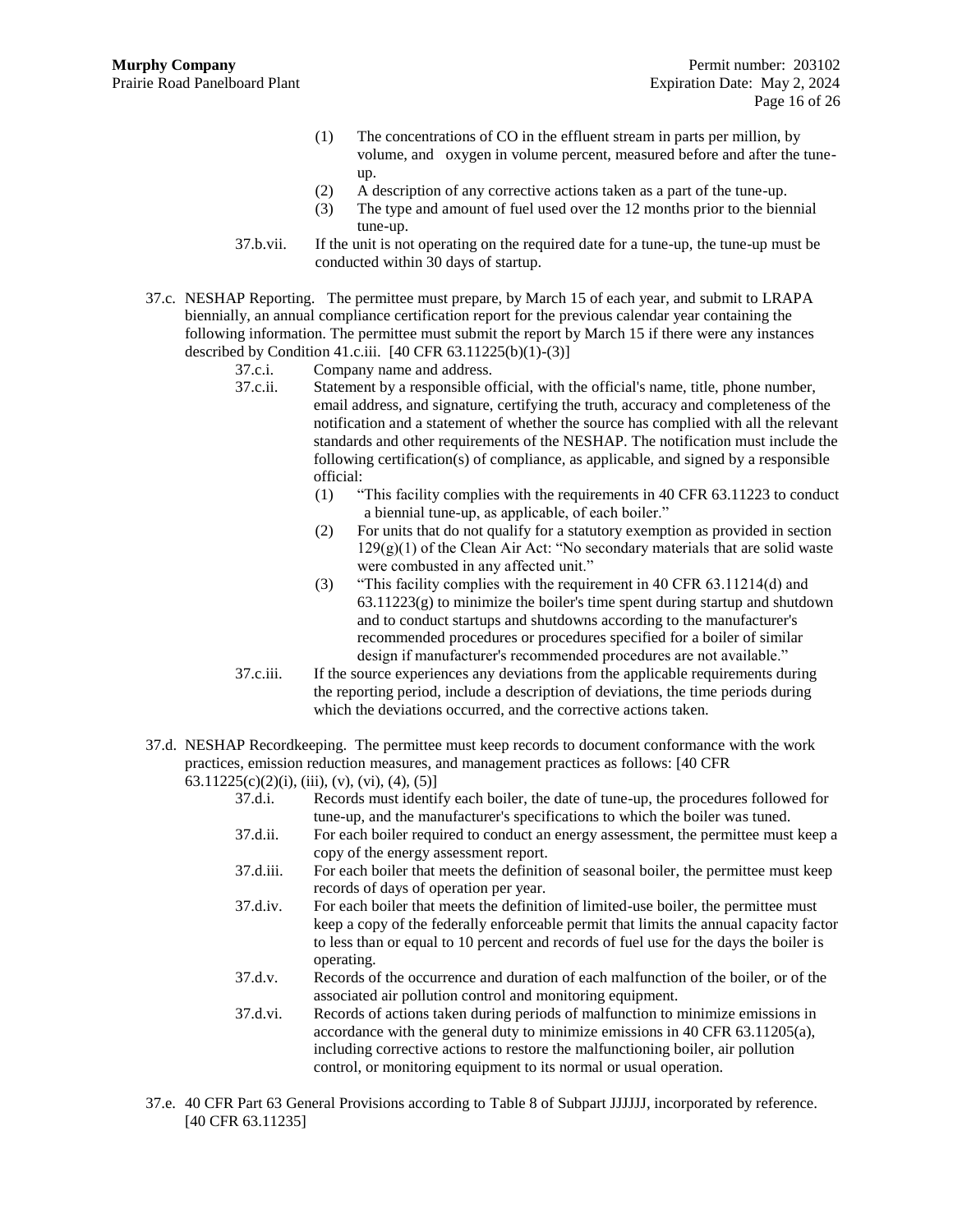(1) The concentrations of CO in the effluent stream in parts per million, by volume, and oxygen in volume percent, measured before and after the tune-up.

(2) A description of any corrective actions taken as a part of the tune-up.

(3) The type and amount of fuel used over the 12 months prior to the biennial tune-up.

37.b.vii. If the unit is not operating on the required date for a tune-up, the tune-up must be conducted within 30 days of startup.

37.c. NESHAP Reporting. The permittee must prepare, by March 15 of each year, and submit to LRAPA biennially, an annual compliance certification report for the previous calendar year containing the following information. The permittee must submit the report by March 15 if there were any instances described by Condition 41.c.iii. [40 CFR 63.11225(b)(1)-(3)]

37.c.i. Company name and address.

37.c.ii. Statement by a responsible official, with the official's name, title, phone number, email address, and signature, certifying the truth, accuracy and completeness of the notification and a statement of whether the source has complied with all the relevant standards and other requirements of the NESHAP. The notification must include the following certification(s) of compliance, as applicable, and signed by a responsible official:

(1) "This facility complies with the requirements in 40 CFR 63.11223 to conduct a biennial tune-up, as applicable, of each boiler."

(2) For units that do not qualify for a statutory exemption as provided in section 129(g)(1) of the Clean Air Act: "No secondary materials that are solid waste were combusted in any affected unit."

(3) "This facility complies with the requirement in 40 CFR 63.11214(d) and 63.11223(g) to minimize the boiler's time spent during startup and shutdown and to conduct startups and shutdowns according to the manufacturer's recommended procedures or procedures specified for a boiler of similar design if manufacturer's recommended procedures are not available."

37.c.iii. If the source experiences any deviations from the applicable requirements during the reporting period, include a description of deviations, the time periods during which the deviations occurred, and the corrective actions taken.

37.d. NESHAP Recordkeeping. The permittee must keep records to document conformance with the work practices, emission reduction measures, and management practices as follows: [40 CFR 63.11225(c)(2)(i), (iii), (v), (vi), (4), (5)]

37.d.i. Records must identify each boiler, the date of tune-up, the procedures followed for tune-up, and the manufacturer's specifications to which the boiler was tuned.

37.d.ii. For each boiler required to conduct an energy assessment, the permittee must keep a copy of the energy assessment report.

37.d.iii. For each boiler that meets the definition of seasonal boiler, the permittee must keep records of days of operation per year.

37.d.iv. For each boiler that meets the definition of limited-use boiler, the permittee must keep a copy of the federally enforceable permit that limits the annual capacity factor to less than or equal to 10 percent and records of fuel use for the days the boiler is operating.

37.d.v. Records of the occurrence and duration of each malfunction of the boiler, or of the associated air pollution control and monitoring equipment.

37.d.vi. Records of actions taken during periods of malfunction to minimize emissions in accordance with the general duty to minimize emissions in 40 CFR 63.11205(a), including corrective actions to restore the malfunctioning boiler, air pollution control, or monitoring equipment to its normal or usual operation.

37.e. 40 CFR Part 63 General Provisions according to Table 8 of Subpart JJJJJJ, incorporated by reference. [40 CFR 63.11235]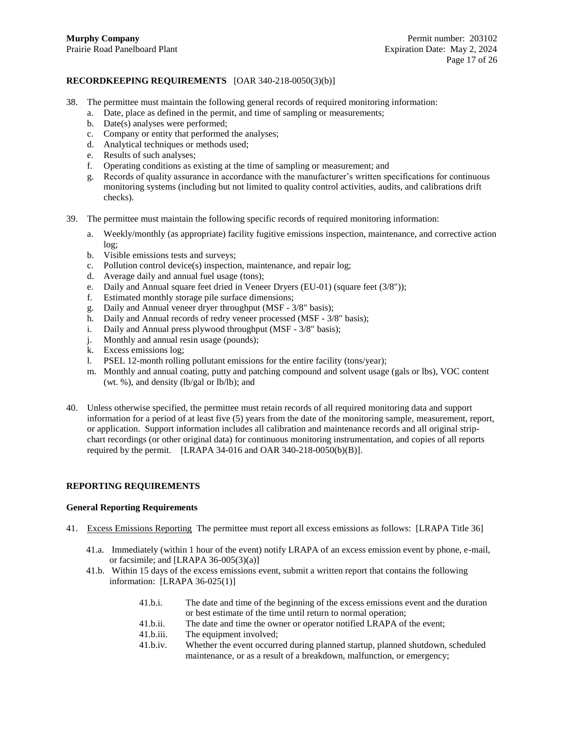**RECORDKEEPING REQUIREMENTS** [OAR 340-218-0050(3)(b)]

38. The permittee must maintain the following general records of required monitoring information:
    a. Date, place as defined in the permit, and time of sampling or measurements;
    b. Date(s) analyses were performed;
    c. Company or entity that performed the analyses;
    d. Analytical techniques or methods used;
    e. Results of such analyses;
    f. Operating conditions as existing at the time of sampling or measurement; and
    g. Records of quality assurance in accordance with the manufacturer's written specifications for continuous monitoring systems (including but not limited to quality control activities, audits, and calibrations drift checks).

39. The permittee must maintain the following specific records of required monitoring information:
    a. Weekly/monthly (as appropriate) facility fugitive emissions inspection, maintenance, and corrective action log;
    b. Visible emissions tests and surveys;
    c. Pollution control device(s) inspection, maintenance, and repair log;
    d. Average daily and annual fuel usage (tons);
    e. Daily and Annual square feet dried in Veneer Dryers (EU-01) (square feet (3/8"));
    f. Estimated monthly storage pile surface dimensions;
    g. Daily and Annual veneer dryer throughput (MSF - 3/8" basis);
    h. Daily and Annual records of redry veneer processed (MSF - 3/8" basis);
    i. Daily and Annual press plywood throughput (MSF - 3/8" basis);
    j. Monthly and annual resin usage (pounds);
    k. Excess emissions log;
    l. PSEL 12-month rolling pollutant emissions for the entire facility (tons/year);
    m. Monthly and annual coating, putty and patching compound and solvent usage (gals or lbs), VOC content (wt. %), and density (lb/gal or lb/lb); and

40. Unless otherwise specified, the permittee must retain records of all required monitoring data and support information for a period of at least five (5) years from the date of the monitoring sample, measurement, report, or application. Support information includes all calibration and maintenance records and all original strip-chart recordings (or other original data) for continuous monitoring instrumentation, and copies of all reports required by the permit. [LRAPA 34-016 and OAR 340-218-0050(b)(B)].

## REPORTING REQUIREMENTS

### General Reporting Requirements

41. <u>Excess Emissions Reporting</u> The permittee must report all excess emissions as follows: [LRAPA Title 36]

    41.a. Immediately (within 1 hour of the event) notify LRAPA of an excess emission event by phone, e-mail, or facsimile; and [LRAPA 36-005(3)(a)]

    41.b. Within 15 days of the excess emissions event, submit a written report that contains the following information: [LRAPA 36-025(1)]

    - 41.b.i. The date and time of the beginning of the excess emissions event and the duration or best estimate of the time until return to normal operation;
    - 41.b.ii. The date and time the owner or operator notified LRAPA of the event;
    - 41.b.iii. The equipment involved;
    - 41.b.iv. Whether the event occurred during planned startup, planned shutdown, scheduled maintenance, or as a result of a breakdown, malfunction, or emergency;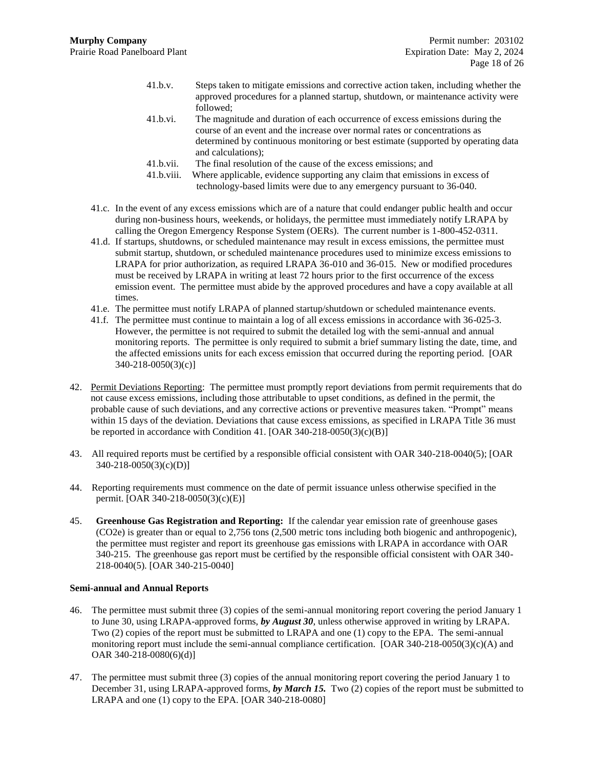41.b.v. Steps taken to mitigate emissions and corrective action taken, including whether the approved procedures for a planned startup, shutdown, or maintenance activity were followed;

41.b.vi. The magnitude and duration of each occurrence of excess emissions during the course of an event and the increase over normal rates or concentrations as determined by continuous monitoring or best estimate (supported by operating data and calculations);

41.b.vii. The final resolution of the cause of the excess emissions; and

41.b.viii. Where applicable, evidence supporting any claim that emissions in excess of technology-based limits were due to any emergency pursuant to 36-040.

41.c. In the event of any excess emissions which are of a nature that could endanger public health and occur during non-business hours, weekends, or holidays, the permittee must immediately notify LRAPA by calling the Oregon Emergency Response System (OERs). The current number is 1-800-452-0311.

41.d. If startups, shutdowns, or scheduled maintenance may result in excess emissions, the permittee must submit startup, shutdown, or scheduled maintenance procedures used to minimize excess emissions to LRAPA for prior authorization, as required LRAPA 36-010 and 36-015. New or modified procedures must be received by LRAPA in writing at least 72 hours prior to the first occurrence of the excess emission event. The permittee must abide by the approved procedures and have a copy available at all times.

41.e. The permittee must notify LRAPA of planned startup/shutdown or scheduled maintenance events.

41.f. The permittee must continue to maintain a log of all excess emissions in accordance with 36-025-3. However, the permittee is not required to submit the detailed log with the semi-annual and annual monitoring reports. The permittee is only required to submit a brief summary listing the date, time, and the affected emissions units for each excess emission that occurred during the reporting period. [OAR 340-218-0050(3)(c)]

42. Permit Deviations Reporting: The permittee must promptly report deviations from permit requirements that do not cause excess emissions, including those attributable to upset conditions, as defined in the permit, the probable cause of such deviations, and any corrective actions or preventive measures taken. "Prompt" means within 15 days of the deviation. Deviations that cause excess emissions, as specified in LRAPA Title 36 must be reported in accordance with Condition 41. [OAR 340-218-0050(3)(c)(B)]

43. All required reports must be certified by a responsible official consistent with OAR 340-218-0040(5); [OAR 340-218-0050(3)(c)(D)]

44. Reporting requirements must commence on the date of permit issuance unless otherwise specified in the permit. [OAR 340-218-0050(3)(c)(E)]

45. **Greenhouse Gas Registration and Reporting:** If the calendar year emission rate of greenhouse gases ($CO_2e$) is greater than or equal to 2,756 tons (2,500 metric tons including both biogenic and anthropogenic), the permittee must register and report its greenhouse gas emissions with LRAPA in accordance with OAR 340-215. The greenhouse gas report must be certified by the responsible official consistent with OAR 340-218-0040(5). [OAR 340-215-0040]

**Semi-annual and Annual Reports**

46. The permittee must submit three (3) copies of the semi-annual monitoring report covering the period January 1 to June 30, using LRAPA-approved forms, ***by August 30***, unless otherwise approved in writing by LRAPA. Two (2) copies of the report must be submitted to LRAPA and one (1) copy to the EPA. The semi-annual monitoring report must include the semi-annual compliance certification. [OAR 340-218-0050(3)(c)(A) and OAR 340-218-0080(6)(d)]

47. The permittee must submit three (3) copies of the annual monitoring report covering the period January 1 to December 31, using LRAPA-approved forms, ***by March 15.*** Two (2) copies of the report must be submitted to LRAPA and one (1) copy to the EPA. [OAR 340-218-0080]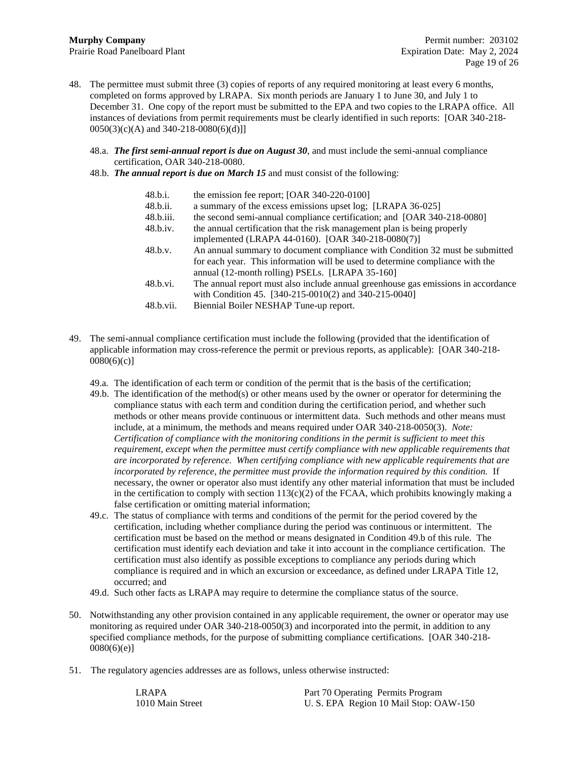48. The permittee must submit three (3) copies of reports of any required monitoring at least every 6 months, completed on forms approved by LRAPA. Six month periods are January 1 to June 30, and July 1 to December 31. One copy of the report must be submitted to the EPA and two copies to the LRAPA office. All instances of deviations from permit requirements must be clearly identified in such reports: [OAR 340-218-0050(3)(c)(A) and 340-218-0080(6)(d)]]

   48.a. ***The first semi-annual report is due on August 30***, and must include the semi-annual compliance certification, OAR 340-218-0080.

   48.b. ***The annual report is due on March 15*** and must consist of the following:

   - 48.b.i. the emission fee report; [OAR 340-220-0100]
   - 48.b.ii. a summary of the excess emissions upset log; [LRAPA 36-025]
   - 48.b.iii. the second semi-annual compliance certification; and [OAR 340-218-0080]
   - 48.b.iv. the annual certification that the risk management plan is being properly implemented (LRAPA 44-0160). [OAR 340-218-0080(7)]
   - 48.b.v. An annual summary to document compliance with Condition 32 must be submitted for each year. This information will be used to determine compliance with the annual (12-month rolling) PSELs. [LRAPA 35-160]
   - 48.b.vi. The annual report must also include annual greenhouse gas emissions in accordance with Condition 45. [340-215-0010(2) and 340-215-0040]
   - 48.b.vii. Biennial Boiler NESHAP Tune-up report.

49. The semi-annual compliance certification must include the following (provided that the identification of applicable information may cross-reference the permit or previous reports, as applicable): [OAR 340-218-0080(6)(c)]

   49.a. The identification of each term or condition of the permit that is the basis of the certification;

   49.b. The identification of the method(s) or other means used by the owner or operator for determining the compliance status with each term and condition during the certification period, and whether such methods or other means provide continuous or intermittent data. Such methods and other means must include, at a minimum, the methods and means required under OAR 340-218-0050(3). *Note: Certification of compliance with the monitoring conditions in the permit is sufficient to meet this requirement, except when the permittee must certify compliance with new applicable requirements that are incorporated by reference. When certifying compliance with new applicable requirements that are incorporated by reference, the permittee must provide the information required by this condition.* If necessary, the owner or operator also must identify any other material information that must be included in the certification to comply with section 113(c)(2) of the FCAA, which prohibits knowingly making a false certification or omitting material information;

   49.c. The status of compliance with terms and conditions of the permit for the period covered by the certification, including whether compliance during the period was continuous or intermittent. The certification must be based on the method or means designated in Condition 49.b of this rule. The certification must identify each deviation and take it into account in the compliance certification. The certification must also identify as possible exceptions to compliance any periods during which compliance is required and in which an excursion or exceedance, as defined under LRAPA Title 12, occurred; and

   49.d. Such other facts as LRAPA may require to determine the compliance status of the source.

50. Notwithstanding any other provision contained in any applicable requirement, the owner or operator may use monitoring as required under OAR 340-218-0050(3) and incorporated into the permit, in addition to any specified compliance methods, for the purpose of submitting compliance certifications. [OAR 340-218-0080(6)(e)]

51. The regulatory agencies addresses are as follows, unless otherwise instructed:

| | |
|---|---|
| LRAPA | Part 70 Operating Permits Program |
| 1010 Main Street | U. S. EPA Region 10 Mail Stop: OAW-150 |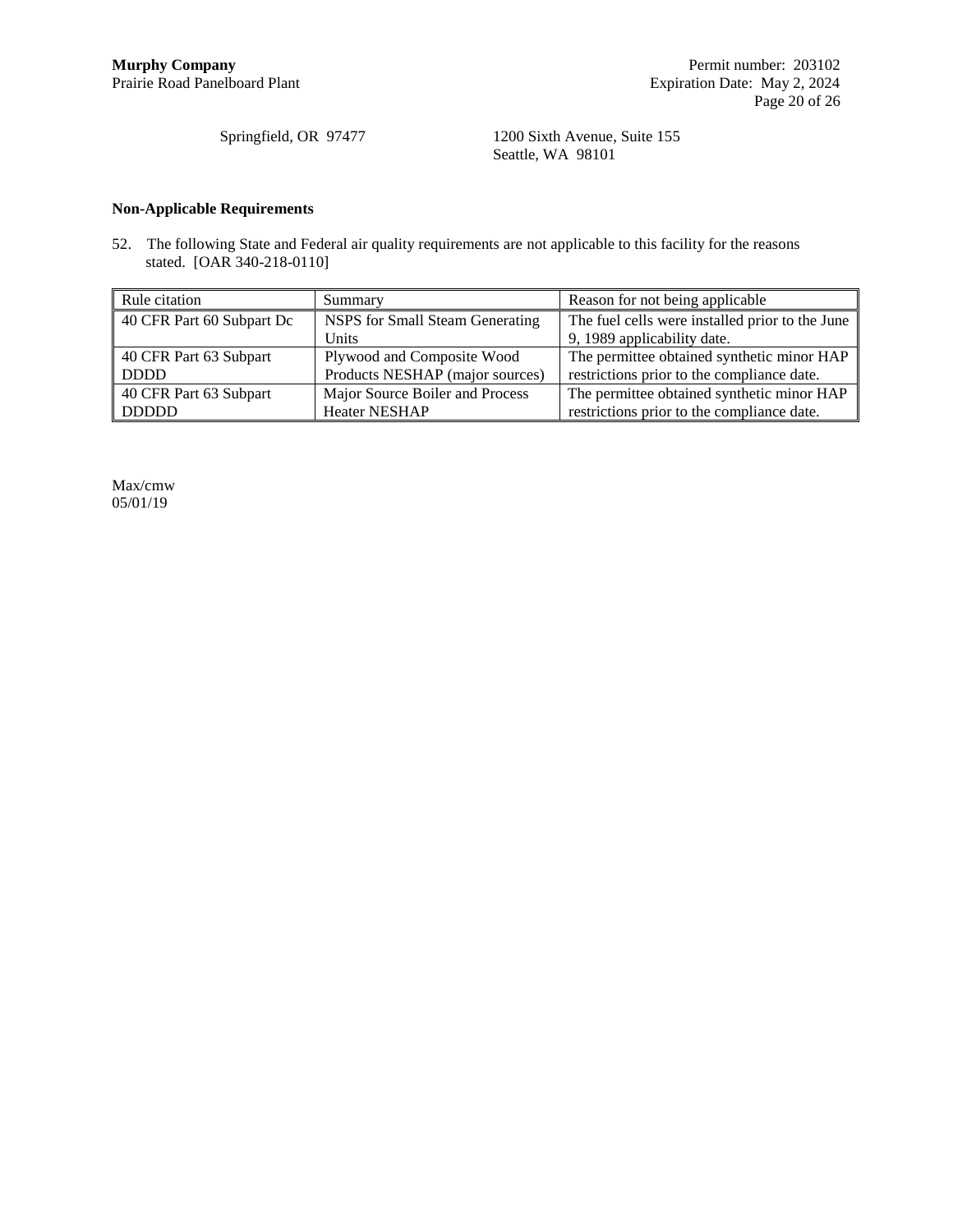Springfield, OR 97477 — 1200 Sixth Avenue, Suite 155, Seattle, WA 98101

**Non-Applicable Requirements**

52. The following State and Federal air quality requirements are not applicable to this facility for the reasons stated. [OAR 340-218-0110]

| Rule citation | Summary | Reason for not being applicable |
|---|---|---|
| 40 CFR Part 60 Subpart Dc | NSPS for Small Steam Generating Units | The fuel cells were installed prior to the June 9, 1989 applicability date. |
| 40 CFR Part 63 Subpart DDDD | Plywood and Composite Wood Products NESHAP (major sources) | The permittee obtained synthetic minor HAP restrictions prior to the compliance date. |
| 40 CFR Part 63 Subpart DDDDD | Major Source Boiler and Process Heater NESHAP | The permittee obtained synthetic minor HAP restrictions prior to the compliance date. |

Max/cmw
05/01/19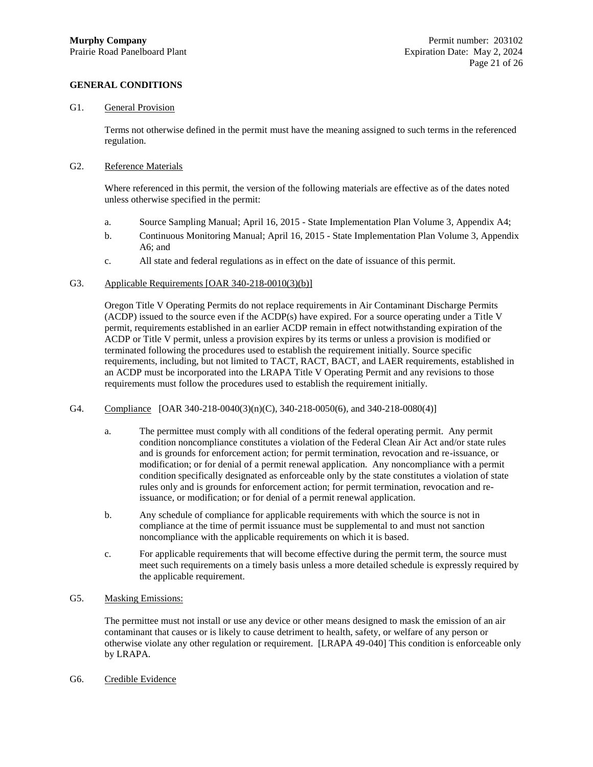## GENERAL CONDITIONS

G1. General Provision

Terms not otherwise defined in the permit must have the meaning assigned to such terms in the referenced regulation.

G2. Reference Materials

Where referenced in this permit, the version of the following materials are effective as of the dates noted unless otherwise specified in the permit:

a. Source Sampling Manual; April 16, 2015 - State Implementation Plan Volume 3, Appendix A4;

b. Continuous Monitoring Manual; April 16, 2015 - State Implementation Plan Volume 3, Appendix A6; and

c. All state and federal regulations as in effect on the date of issuance of this permit.

G3. Applicable Requirements [OAR 340-218-0010(3)(b)]

Oregon Title V Operating Permits do not replace requirements in Air Contaminant Discharge Permits (ACDP) issued to the source even if the ACDP(s) have expired. For a source operating under a Title V permit, requirements established in an earlier ACDP remain in effect notwithstanding expiration of the ACDP or Title V permit, unless a provision expires by its terms or unless a provision is modified or terminated following the procedures used to establish the requirement initially. Source specific requirements, including, but not limited to TACT, RACT, BACT, and LAER requirements, established in an ACDP must be incorporated into the LRAPA Title V Operating Permit and any revisions to those requirements must follow the procedures used to establish the requirement initially.

G4. Compliance [OAR 340-218-0040(3)(n)(C), 340-218-0050(6), and 340-218-0080(4)]

a. The permittee must comply with all conditions of the federal operating permit. Any permit condition noncompliance constitutes a violation of the Federal Clean Air Act and/or state rules and is grounds for enforcement action; for permit termination, revocation and re-issuance, or modification; or for denial of a permit renewal application. Any noncompliance with a permit condition specifically designated as enforceable only by the state constitutes a violation of state rules only and is grounds for enforcement action; for permit termination, revocation and re-issuance, or modification; or for denial of a permit renewal application.

b. Any schedule of compliance for applicable requirements with which the source is not in compliance at the time of permit issuance must be supplemental to and must not sanction noncompliance with the applicable requirements on which it is based.

c. For applicable requirements that will become effective during the permit term, the source must meet such requirements on a timely basis unless a more detailed schedule is expressly required by the applicable requirement.

G5. Masking Emissions:

The permittee must not install or use any device or other means designed to mask the emission of an air contaminant that causes or is likely to cause detriment to health, safety, or welfare of any person or otherwise violate any other regulation or requirement. [LRAPA 49-040] This condition is enforceable only by LRAPA.

G6. Credible Evidence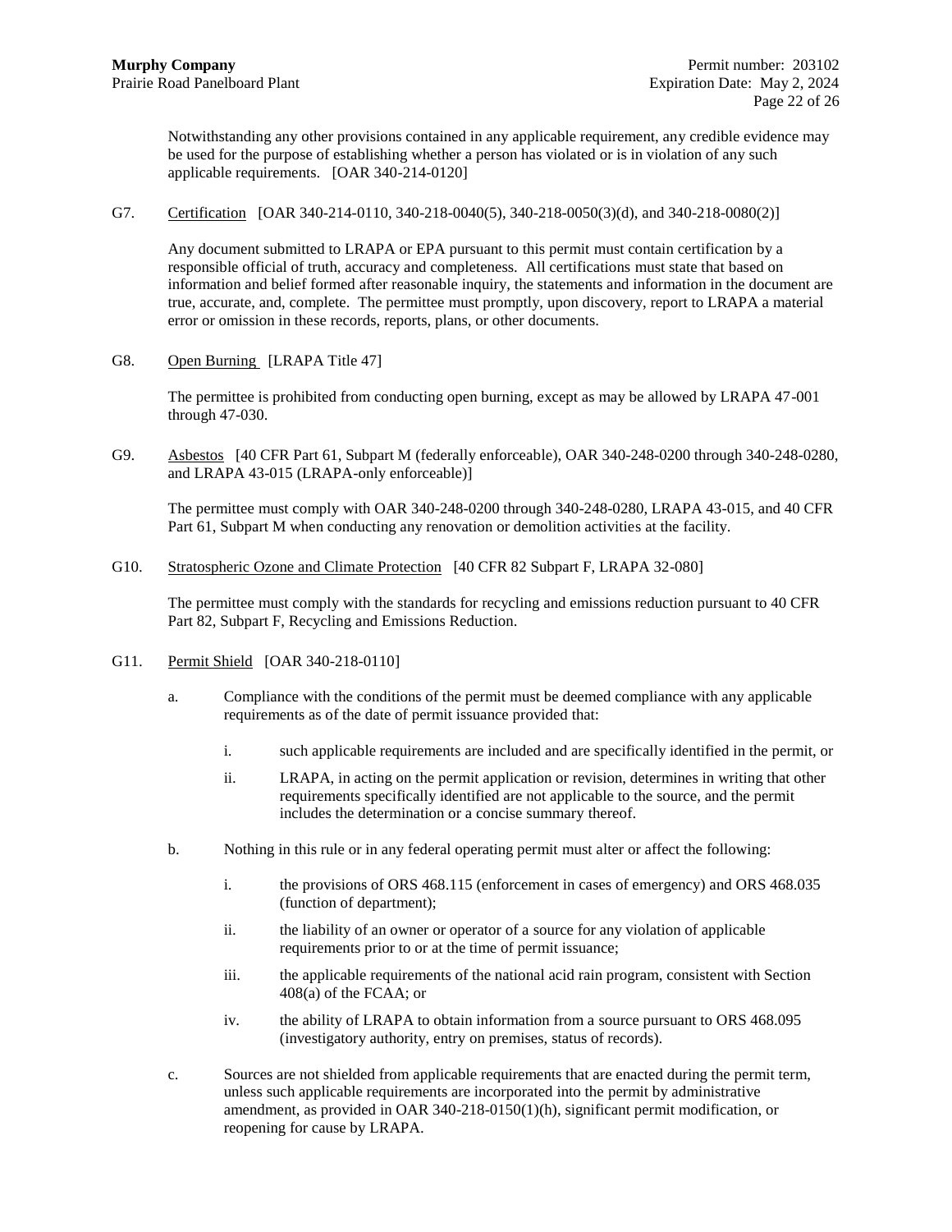Notwithstanding any other provisions contained in any applicable requirement, any credible evidence may be used for the purpose of establishing whether a person has violated or is in violation of any such applicable requirements. [OAR 340-214-0120]

G7. Certification [OAR 340-214-0110, 340-218-0040(5), 340-218-0050(3)(d), and 340-218-0080(2)]

Any document submitted to LRAPA or EPA pursuant to this permit must contain certification by a responsible official of truth, accuracy and completeness. All certifications must state that based on information and belief formed after reasonable inquiry, the statements and information in the document are true, accurate, and, complete. The permittee must promptly, upon discovery, report to LRAPA a material error or omission in these records, reports, plans, or other documents.

G8. Open Burning [LRAPA Title 47]

The permittee is prohibited from conducting open burning, except as may be allowed by LRAPA 47-001 through 47-030.

G9. Asbestos [40 CFR Part 61, Subpart M (federally enforceable), OAR 340-248-0200 through 340-248-0280, and LRAPA 43-015 (LRAPA-only enforceable)]

The permittee must comply with OAR 340-248-0200 through 340-248-0280, LRAPA 43-015, and 40 CFR Part 61, Subpart M when conducting any renovation or demolition activities at the facility.

G10. Stratospheric Ozone and Climate Protection [40 CFR 82 Subpart F, LRAPA 32-080]

The permittee must comply with the standards for recycling and emissions reduction pursuant to 40 CFR Part 82, Subpart F, Recycling and Emissions Reduction.

G11. Permit Shield [OAR 340-218-0110]

a. Compliance with the conditions of the permit must be deemed compliance with any applicable requirements as of the date of permit issuance provided that:

   i. such applicable requirements are included and are specifically identified in the permit, or

   ii. LRAPA, in acting on the permit application or revision, determines in writing that other requirements specifically identified are not applicable to the source, and the permit includes the determination or a concise summary thereof.

b. Nothing in this rule or in any federal operating permit must alter or affect the following:

   i. the provisions of ORS 468.115 (enforcement in cases of emergency) and ORS 468.035 (function of department);

   ii. the liability of an owner or operator of a source for any violation of applicable requirements prior to or at the time of permit issuance;

   iii. the applicable requirements of the national acid rain program, consistent with Section 408(a) of the FCAA; or

   iv. the ability of LRAPA to obtain information from a source pursuant to ORS 468.095 (investigatory authority, entry on premises, status of records).

c. Sources are not shielded from applicable requirements that are enacted during the permit term, unless such applicable requirements are incorporated into the permit by administrative amendment, as provided in OAR 340-218-0150(1)(h), significant permit modification, or reopening for cause by LRAPA.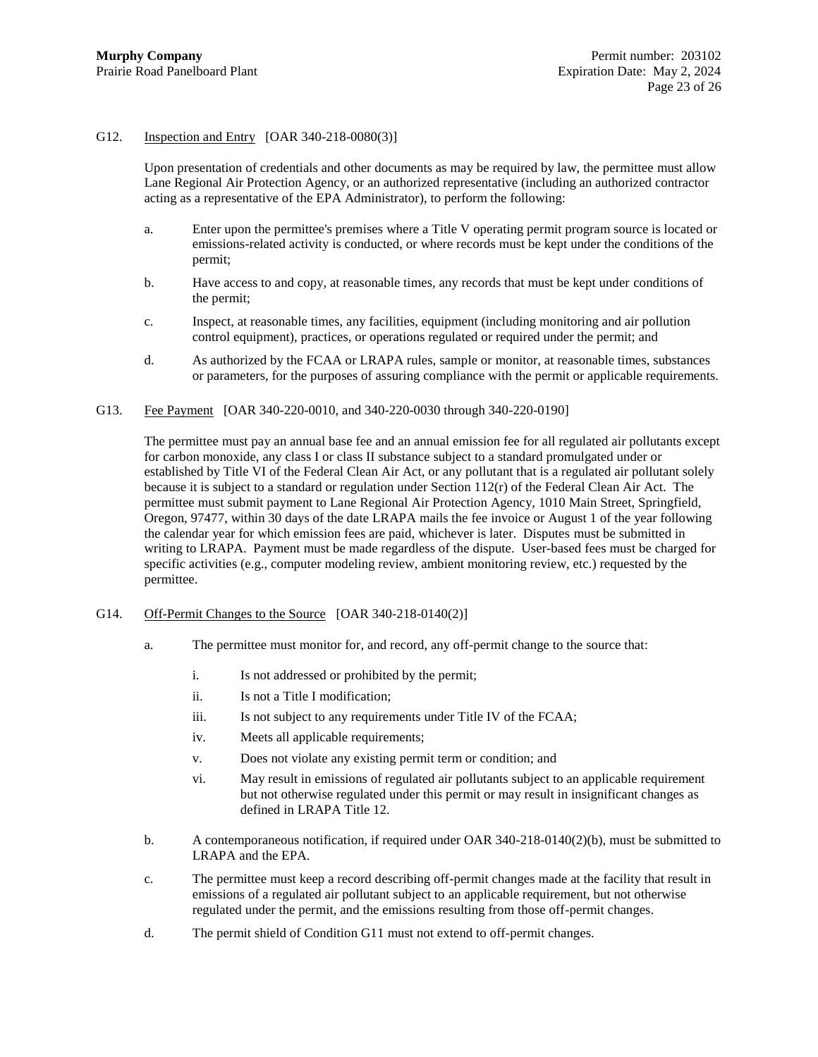G12. Inspection and Entry [OAR 340-218-0080(3)]

Upon presentation of credentials and other documents as may be required by law, the permittee must allow Lane Regional Air Protection Agency, or an authorized representative (including an authorized contractor acting as a representative of the EPA Administrator), to perform the following:

a. Enter upon the permittee's premises where a Title V operating permit program source is located or emissions-related activity is conducted, or where records must be kept under the conditions of the permit;

b. Have access to and copy, at reasonable times, any records that must be kept under conditions of the permit;

c. Inspect, at reasonable times, any facilities, equipment (including monitoring and air pollution control equipment), practices, or operations regulated or required under the permit; and

d. As authorized by the FCAA or LRAPA rules, sample or monitor, at reasonable times, substances or parameters, for the purposes of assuring compliance with the permit or applicable requirements.

G13. Fee Payment [OAR 340-220-0010, and 340-220-0030 through 340-220-0190]

The permittee must pay an annual base fee and an annual emission fee for all regulated air pollutants except for carbon monoxide, any class I or class II substance subject to a standard promulgated under or established by Title VI of the Federal Clean Air Act, or any pollutant that is a regulated air pollutant solely because it is subject to a standard or regulation under Section 112(r) of the Federal Clean Air Act. The permittee must submit payment to Lane Regional Air Protection Agency, 1010 Main Street, Springfield, Oregon, 97477, within 30 days of the date LRAPA mails the fee invoice or August 1 of the year following the calendar year for which emission fees are paid, whichever is later. Disputes must be submitted in writing to LRAPA. Payment must be made regardless of the dispute. User-based fees must be charged for specific activities (e.g., computer modeling review, ambient monitoring review, etc.) requested by the permittee.

G14. Off-Permit Changes to the Source [OAR 340-218-0140(2)]

a. The permittee must monitor for, and record, any off-permit change to the source that:

   i. Is not addressed or prohibited by the permit;

   ii. Is not a Title I modification;

   iii. Is not subject to any requirements under Title IV of the FCAA;

   iv. Meets all applicable requirements;

   v. Does not violate any existing permit term or condition; and

   vi. May result in emissions of regulated air pollutants subject to an applicable requirement but not otherwise regulated under this permit or may result in insignificant changes as defined in LRAPA Title 12.

b. A contemporaneous notification, if required under OAR 340-218-0140(2)(b), must be submitted to LRAPA and the EPA.

c. The permittee must keep a record describing off-permit changes made at the facility that result in emissions of a regulated air pollutant subject to an applicable requirement, but not otherwise regulated under the permit, and the emissions resulting from those off-permit changes.

d. The permit shield of Condition G11 must not extend to off-permit changes.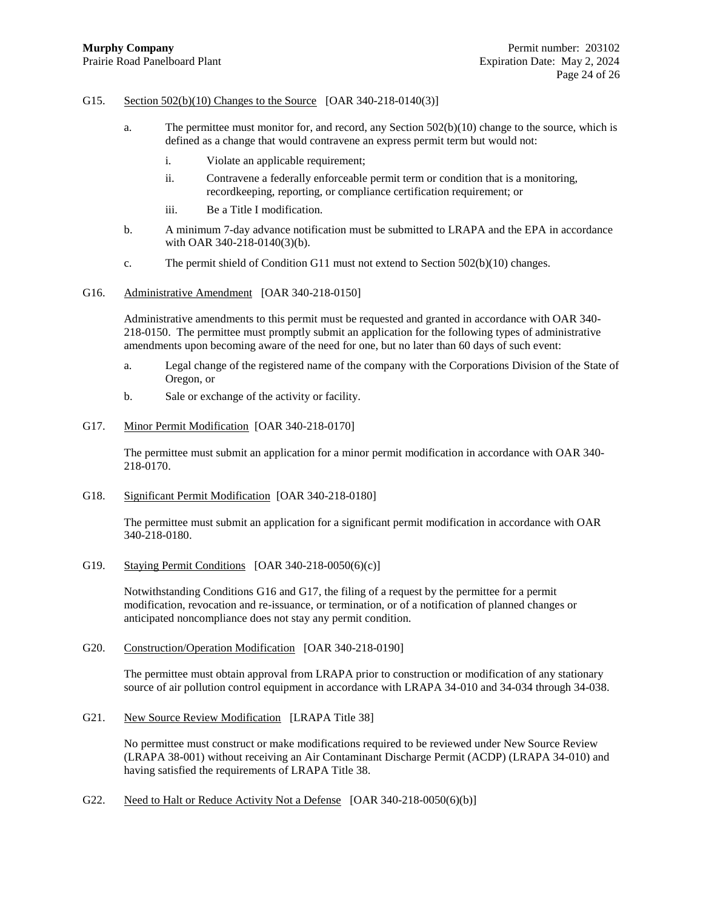G15. Section 502(b)(10) Changes to the Source [OAR 340-218-0140(3)]

a. The permittee must monitor for, and record, any Section 502(b)(10) change to the source, which is defined as a change that would contravene an express permit term but would not:

   i. Violate an applicable requirement;

   ii. Contravene a federally enforceable permit term or condition that is a monitoring, recordkeeping, reporting, or compliance certification requirement; or

   iii. Be a Title I modification.

b. A minimum 7-day advance notification must be submitted to LRAPA and the EPA in accordance with OAR 340-218-0140(3)(b).

c. The permit shield of Condition G11 must not extend to Section 502(b)(10) changes.

G16. Administrative Amendment [OAR 340-218-0150]

Administrative amendments to this permit must be requested and granted in accordance with OAR 340-218-0150. The permittee must promptly submit an application for the following types of administrative amendments upon becoming aware of the need for one, but no later than 60 days of such event:

a. Legal change of the registered name of the company with the Corporations Division of the State of Oregon, or

b. Sale or exchange of the activity or facility.

G17. Minor Permit Modification [OAR 340-218-0170]

The permittee must submit an application for a minor permit modification in accordance with OAR 340-218-0170.

G18. Significant Permit Modification [OAR 340-218-0180]

The permittee must submit an application for a significant permit modification in accordance with OAR 340-218-0180.

G19. Staying Permit Conditions [OAR 340-218-0050(6)(c)]

Notwithstanding Conditions G16 and G17, the filing of a request by the permittee for a permit modification, revocation and re-issuance, or termination, or of a notification of planned changes or anticipated noncompliance does not stay any permit condition.

G20. Construction/Operation Modification [OAR 340-218-0190]

The permittee must obtain approval from LRAPA prior to construction or modification of any stationary source of air pollution control equipment in accordance with LRAPA 34-010 and 34-034 through 34-038.

G21. New Source Review Modification [LRAPA Title 38]

No permittee must construct or make modifications required to be reviewed under New Source Review (LRAPA 38-001) without receiving an Air Contaminant Discharge Permit (ACDP) (LRAPA 34-010) and having satisfied the requirements of LRAPA Title 38.

G22. Need to Halt or Reduce Activity Not a Defense [OAR 340-218-0050(6)(b)]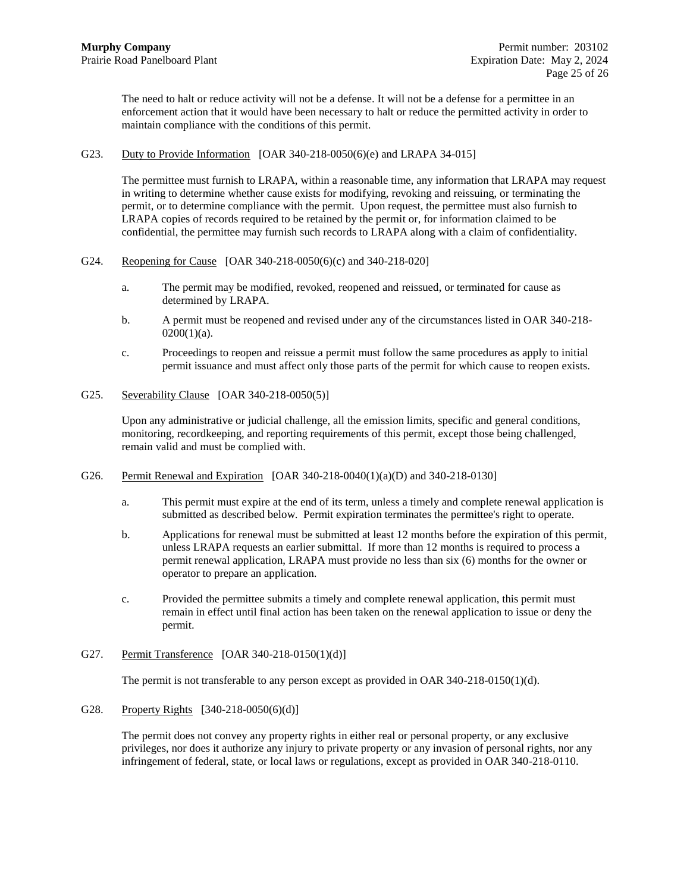The need to halt or reduce activity will not be a defense. It will not be a defense for a permittee in an enforcement action that it would have been necessary to halt or reduce the permitted activity in order to maintain compliance with the conditions of this permit.

G23. Duty to Provide Information [OAR 340-218-0050(6)(e) and LRAPA 34-015]

The permittee must furnish to LRAPA, within a reasonable time, any information that LRAPA may request in writing to determine whether cause exists for modifying, revoking and reissuing, or terminating the permit, or to determine compliance with the permit. Upon request, the permittee must also furnish to LRAPA copies of records required to be retained by the permit or, for information claimed to be confidential, the permittee may furnish such records to LRAPA along with a claim of confidentiality.

G24. Reopening for Cause [OAR 340-218-0050(6)(c) and 340-218-020]

a. The permit may be modified, revoked, reopened and reissued, or terminated for cause as determined by LRAPA.

b. A permit must be reopened and revised under any of the circumstances listed in OAR 340-218-0200(1)(a).

c. Proceedings to reopen and reissue a permit must follow the same procedures as apply to initial permit issuance and must affect only those parts of the permit for which cause to reopen exists.

G25. Severability Clause [OAR 340-218-0050(5)]

Upon any administrative or judicial challenge, all the emission limits, specific and general conditions, monitoring, recordkeeping, and reporting requirements of this permit, except those being challenged, remain valid and must be complied with.

G26. Permit Renewal and Expiration [OAR 340-218-0040(1)(a)(D) and 340-218-0130]

a. This permit must expire at the end of its term, unless a timely and complete renewal application is submitted as described below. Permit expiration terminates the permittee's right to operate.

b. Applications for renewal must be submitted at least 12 months before the expiration of this permit, unless LRAPA requests an earlier submittal. If more than 12 months is required to process a permit renewal application, LRAPA must provide no less than six (6) months for the owner or operator to prepare an application.

c. Provided the permittee submits a timely and complete renewal application, this permit must remain in effect until final action has been taken on the renewal application to issue or deny the permit.

G27. Permit Transference [OAR 340-218-0150(1)(d)]

The permit is not transferable to any person except as provided in OAR 340-218-0150(1)(d).

G28. Property Rights [340-218-0050(6)(d)]

The permit does not convey any property rights in either real or personal property, or any exclusive privileges, nor does it authorize any injury to private property or any invasion of personal rights, nor any infringement of federal, state, or local laws or regulations, except as provided in OAR 340-218-0110.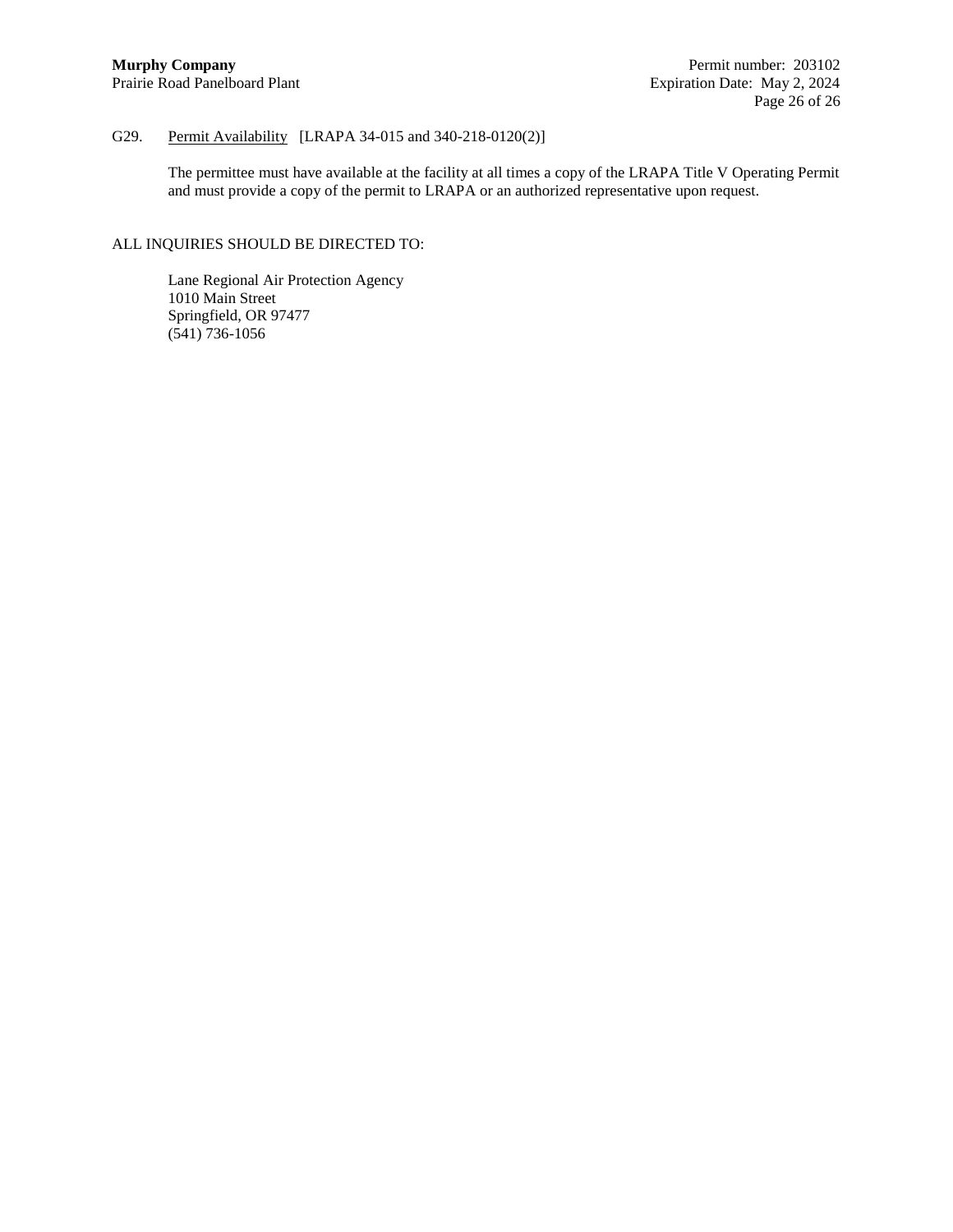G29. <u>Permit Availability</u> [LRAPA 34-015 and 340-218-0120(2)]

The permittee must have available at the facility at all times a copy of the LRAPA Title V Operating Permit and must provide a copy of the permit to LRAPA or an authorized representative upon request.

ALL INQUIRIES SHOULD BE DIRECTED TO:

Lane Regional Air Protection Agency
1010 Main Street
Springfield, OR 97477
(541) 736-1056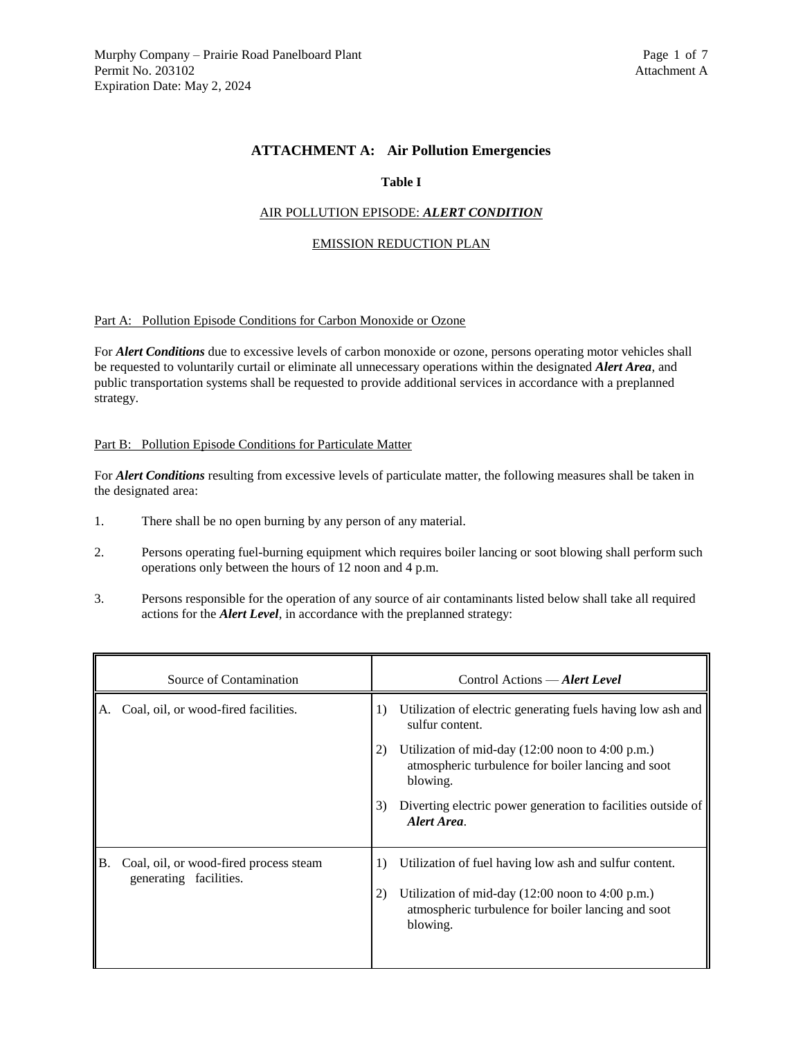# ATTACHMENT A: Air Pollution Emergencies

**Table I**

AIR POLLUTION EPISODE: ***ALERT CONDITION***

EMISSION REDUCTION PLAN

Part A: Pollution Episode Conditions for Carbon Monoxide or Ozone

For ***Alert Conditions*** due to excessive levels of carbon monoxide or ozone, persons operating motor vehicles shall be requested to voluntarily curtail or eliminate all unnecessary operations within the designated ***Alert Area***, and public transportation systems shall be requested to provide additional services in accordance with a preplanned strategy.

Part B: Pollution Episode Conditions for Particulate Matter

For ***Alert Conditions*** resulting from excessive levels of particulate matter, the following measures shall be taken in the designated area:

1. There shall be no open burning by any person of any material.

2. Persons operating fuel-burning equipment which requires boiler lancing or soot blowing shall perform such operations only between the hours of 12 noon and 4 p.m.

3. Persons responsible for the operation of any source of air contaminants listed below shall take all required actions for the ***Alert Level***, in accordance with the preplanned strategy:

| Source of Contamination | Control Actions — ***Alert Level*** |
|---|---|
| A. Coal, oil, or wood-fired facilities. | 1) Utilization of electric generating fuels having low ash and sulfur content.<br>2) Utilization of mid-day (12:00 noon to 4:00 p.m.) atmospheric turbulence for boiler lancing and soot blowing.<br>3) Diverting electric power generation to facilities outside of ***Alert Area***. |
| B. Coal, oil, or wood-fired process steam generating facilities. | 1) Utilization of fuel having low ash and sulfur content.<br>2) Utilization of mid-day (12:00 noon to 4:00 p.m.) atmospheric turbulence for boiler lancing and soot blowing. |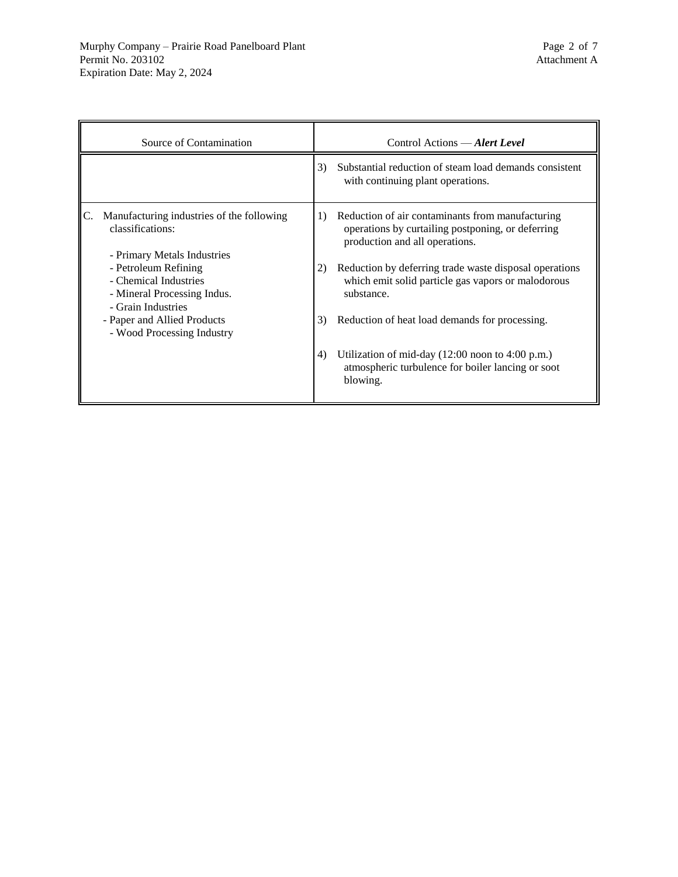| Source of Contamination | Control Actions — ***Alert Level*** |
|---|---|
| | 3) Substantial reduction of steam load demands consistent with continuing plant operations. |
| C. Manufacturing industries of the following classifications:<br><br>- Primary Metals Industries<br>- Petroleum Refining<br>- Chemical Industries<br>- Mineral Processing Indus.<br>- Grain Industries<br>- Paper and Allied Products<br>- Wood Processing Industry | 1) Reduction of air contaminants from manufacturing operations by curtailing postponing, or deferring production and all operations.<br><br>2) Reduction by deferring trade waste disposal operations which emit solid particle gas vapors or malodorous substance.<br><br>3) Reduction of heat load demands for processing.<br><br>4) Utilization of mid-day (12:00 noon to 4:00 p.m.) atmospheric turbulence for boiler lancing or soot blowing. |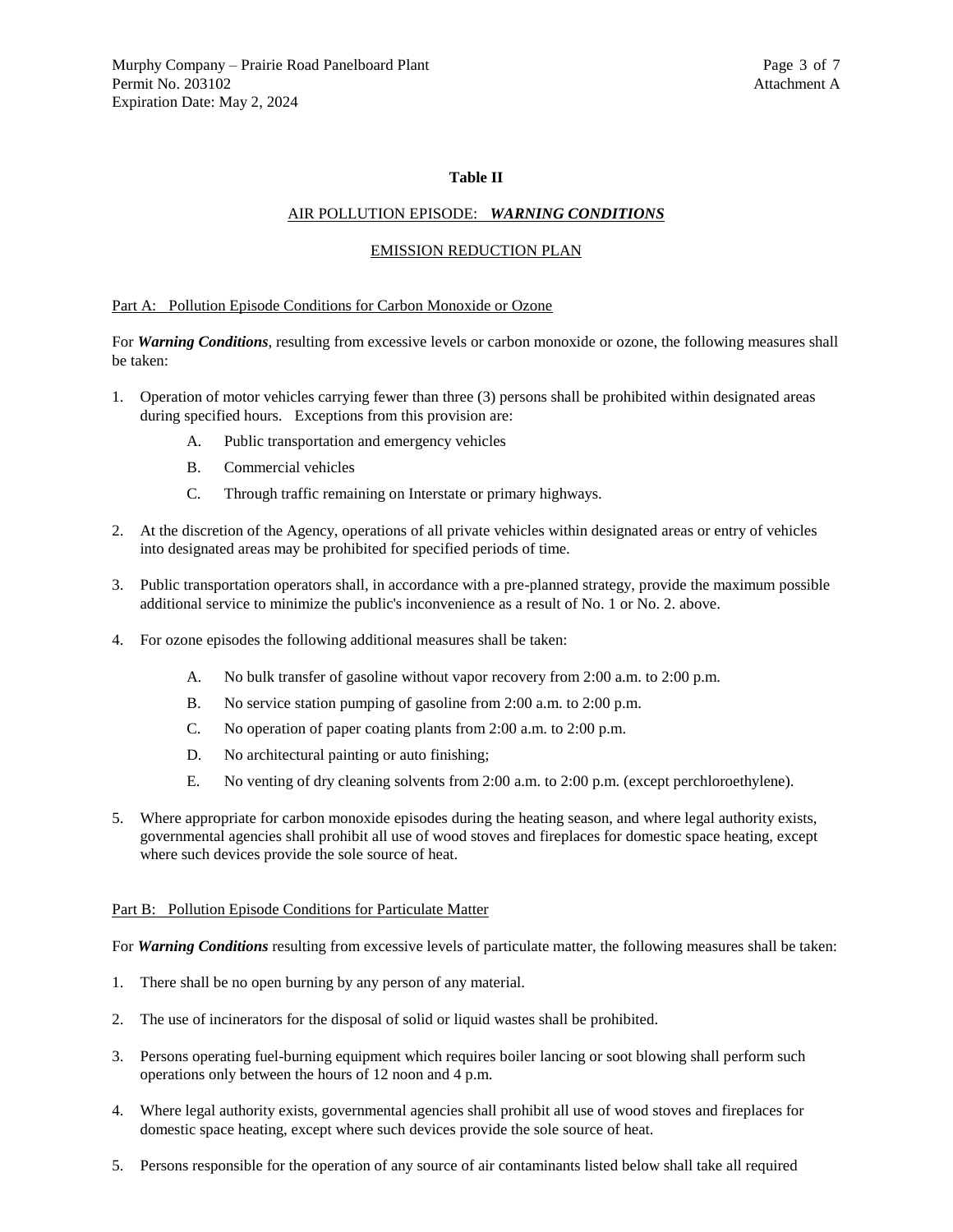**Table II**

AIR POLLUTION EPISODE: ***WARNING CONDITIONS***

EMISSION REDUCTION PLAN

Part A: Pollution Episode Conditions for Carbon Monoxide or Ozone

For ***Warning Conditions***, resulting from excessive levels or carbon monoxide or ozone, the following measures shall be taken:

1. Operation of motor vehicles carrying fewer than three (3) persons shall be prohibited within designated areas during specified hours. Exceptions from this provision are:
   - A. Public transportation and emergency vehicles
   - B. Commercial vehicles
   - C. Through traffic remaining on Interstate or primary highways.
2. At the discretion of the Agency, operations of all private vehicles within designated areas or entry of vehicles into designated areas may be prohibited for specified periods of time.
3. Public transportation operators shall, in accordance with a pre-planned strategy, provide the maximum possible additional service to minimize the public's inconvenience as a result of No. 1 or No. 2. above.
4. For ozone episodes the following additional measures shall be taken:
   - A. No bulk transfer of gasoline without vapor recovery from 2:00 a.m. to 2:00 p.m.
   - B. No service station pumping of gasoline from 2:00 a.m. to 2:00 p.m.
   - C. No operation of paper coating plants from 2:00 a.m. to 2:00 p.m.
   - D. No architectural painting or auto finishing;
   - E. No venting of dry cleaning solvents from 2:00 a.m. to 2:00 p.m. (except perchloroethylene).
5. Where appropriate for carbon monoxide episodes during the heating season, and where legal authority exists, governmental agencies shall prohibit all use of wood stoves and fireplaces for domestic space heating, except where such devices provide the sole source of heat.

Part B: Pollution Episode Conditions for Particulate Matter

For ***Warning Conditions*** resulting from excessive levels of particulate matter, the following measures shall be taken:

1. There shall be no open burning by any person of any material.
2. The use of incinerators for the disposal of solid or liquid wastes shall be prohibited.
3. Persons operating fuel-burning equipment which requires boiler lancing or soot blowing shall perform such operations only between the hours of 12 noon and 4 p.m.
4. Where legal authority exists, governmental agencies shall prohibit all use of wood stoves and fireplaces for domestic space heating, except where such devices provide the sole source of heat.
5. Persons responsible for the operation of any source of air contaminants listed below shall take all required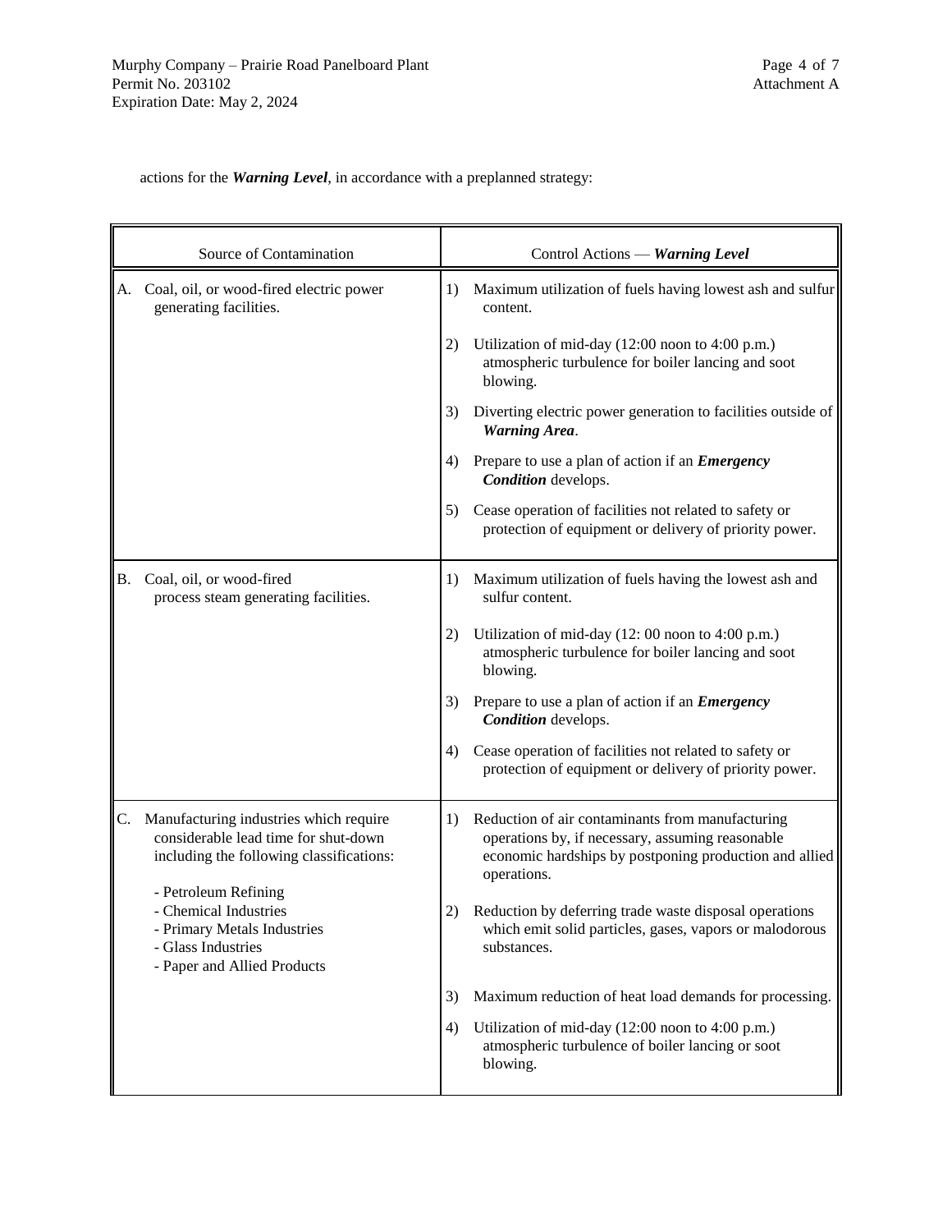actions for the ***Warning Level***, in accordance with a preplanned strategy:

| Source of Contamination | Control Actions — ***Warning Level*** |
|---|---|
| A. Coal, oil, or wood-fired electric power generating facilities. | 1) Maximum utilization of fuels having lowest ash and sulfur content.<br><br>2) Utilization of mid-day (12:00 noon to 4:00 p.m.) atmospheric turbulence for boiler lancing and soot blowing.<br><br>3) Diverting electric power generation to facilities outside of ***Warning Area***.<br><br>4) Prepare to use a plan of action if an ***Emergency Condition*** develops.<br><br>5) Cease operation of facilities not related to safety or protection of equipment or delivery of priority power. |
| B. Coal, oil, or wood-fired process steam generating facilities. | 1) Maximum utilization of fuels having the lowest ash and sulfur content.<br><br>2) Utilization of mid-day (12: 00 noon to 4:00 p.m.) atmospheric turbulence for boiler lancing and soot blowing.<br><br>3) Prepare to use a plan of action if an ***Emergency Condition*** develops.<br><br>4) Cease operation of facilities not related to safety or protection of equipment or delivery of priority power. |
| C. Manufacturing industries which require considerable lead time for shut-down including the following classifications:<br><br>- Petroleum Refining<br>- Chemical Industries<br>- Primary Metals Industries<br>- Glass Industries<br>- Paper and Allied Products | 1) Reduction of air contaminants from manufacturing operations by, if necessary, assuming reasonable economic hardships by postponing production and allied operations.<br><br>2) Reduction by deferring trade waste disposal operations which emit solid particles, gases, vapors or malodorous substances.<br><br>3) Maximum reduction of heat load demands for processing.<br><br>4) Utilization of mid-day (12:00 noon to 4:00 p.m.) atmospheric turbulence of boiler lancing or soot blowing. |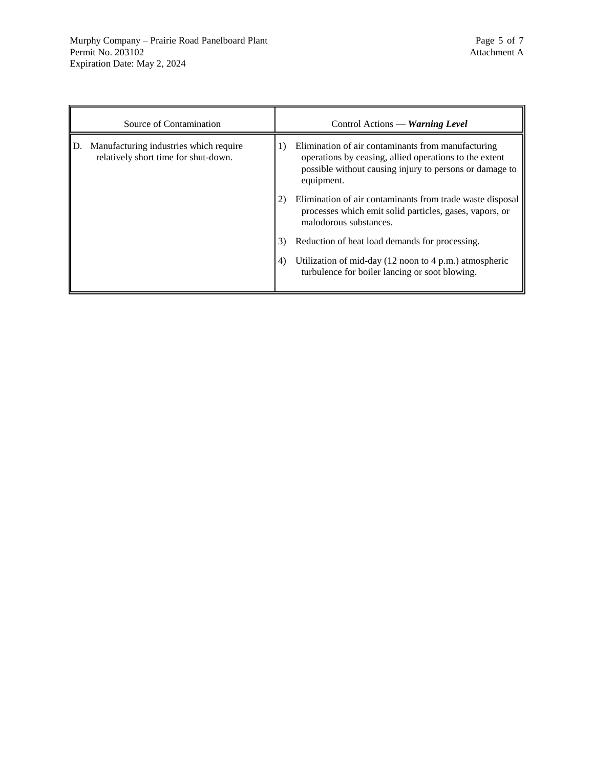| Source of Contamination | Control Actions — ***Warning Level*** |
|---|---|
| D. Manufacturing industries which require relatively short time for shut-down. | 1) Elimination of air contaminants from manufacturing operations by ceasing, allied operations to the extent possible without causing injury to persons or damage to equipment.<br><br>2) Elimination of air contaminants from trade waste disposal processes which emit solid particles, gases, vapors, or malodorous substances.<br><br>3) Reduction of heat load demands for processing.<br><br>4) Utilization of mid-day (12 noon to 4 p.m.) atmospheric turbulence for boiler lancing or soot blowing. |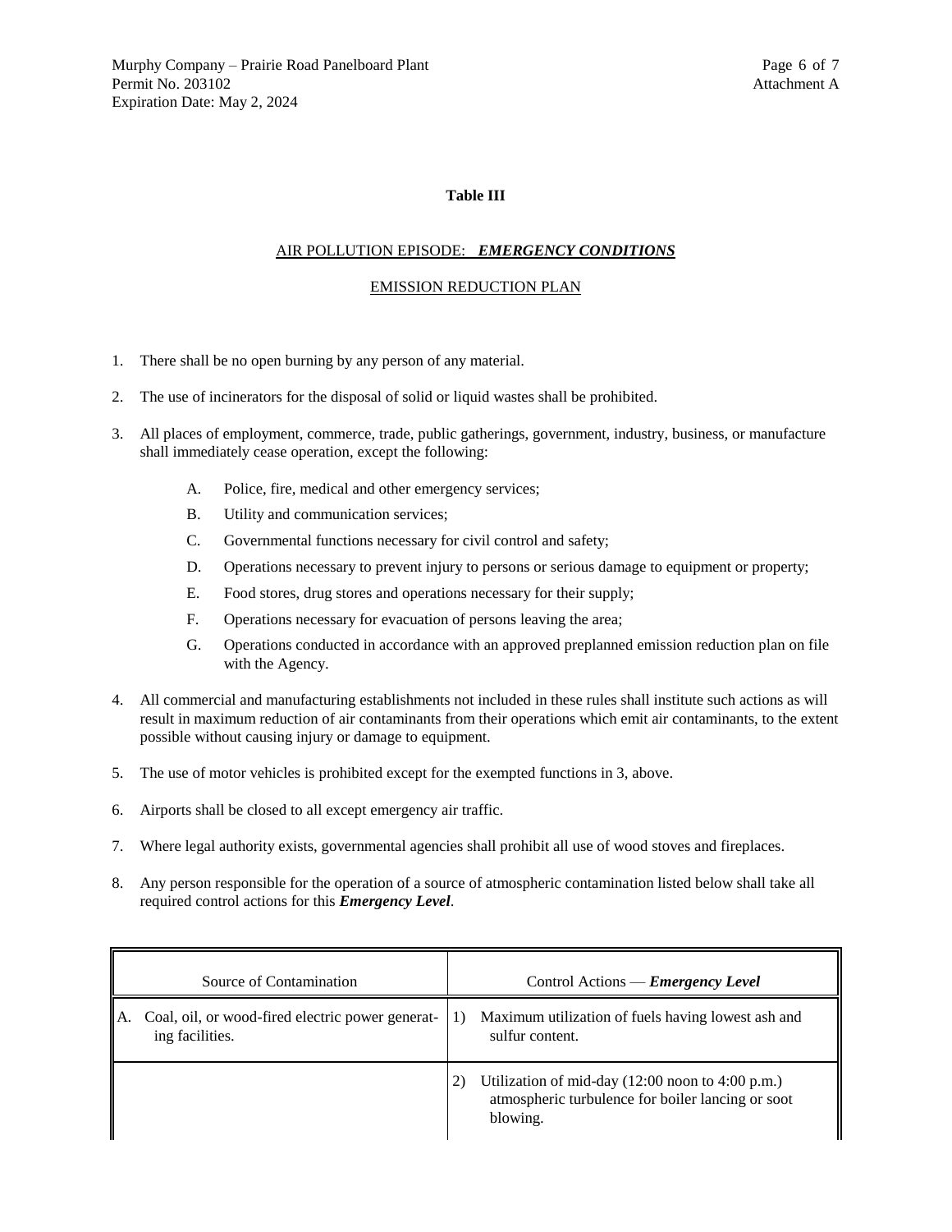**Table III**

AIR POLLUTION EPISODE: ***EMERGENCY CONDITIONS***

EMISSION REDUCTION PLAN

1. There shall be no open burning by any person of any material.

2. The use of incinerators for the disposal of solid or liquid wastes shall be prohibited.

3. All places of employment, commerce, trade, public gatherings, government, industry, business, or manufacture shall immediately cease operation, except the following:

   A. Police, fire, medical and other emergency services;

   B. Utility and communication services;

   C. Governmental functions necessary for civil control and safety;

   D. Operations necessary to prevent injury to persons or serious damage to equipment or property;

   E. Food stores, drug stores and operations necessary for their supply;

   F. Operations necessary for evacuation of persons leaving the area;

   G. Operations conducted in accordance with an approved preplanned emission reduction plan on file with the Agency.

4. All commercial and manufacturing establishments not included in these rules shall institute such actions as will result in maximum reduction of air contaminants from their operations which emit air contaminants, to the extent possible without causing injury or damage to equipment.

5. The use of motor vehicles is prohibited except for the exempted functions in 3, above.

6. Airports shall be closed to all except emergency air traffic.

7. Where legal authority exists, governmental agencies shall prohibit all use of wood stoves and fireplaces.

8. Any person responsible for the operation of a source of atmospheric contamination listed below shall take all required control actions for this ***Emergency Level***.

| Source of Contamination | Control Actions — ***Emergency Level*** |
|---|---|
| A. Coal, oil, or wood-fired electric power generating facilities. | 1) Maximum utilization of fuels having lowest ash and sulfur content. |
| | 2) Utilization of mid-day (12:00 noon to 4:00 p.m.) atmospheric turbulence for boiler lancing or soot blowing. |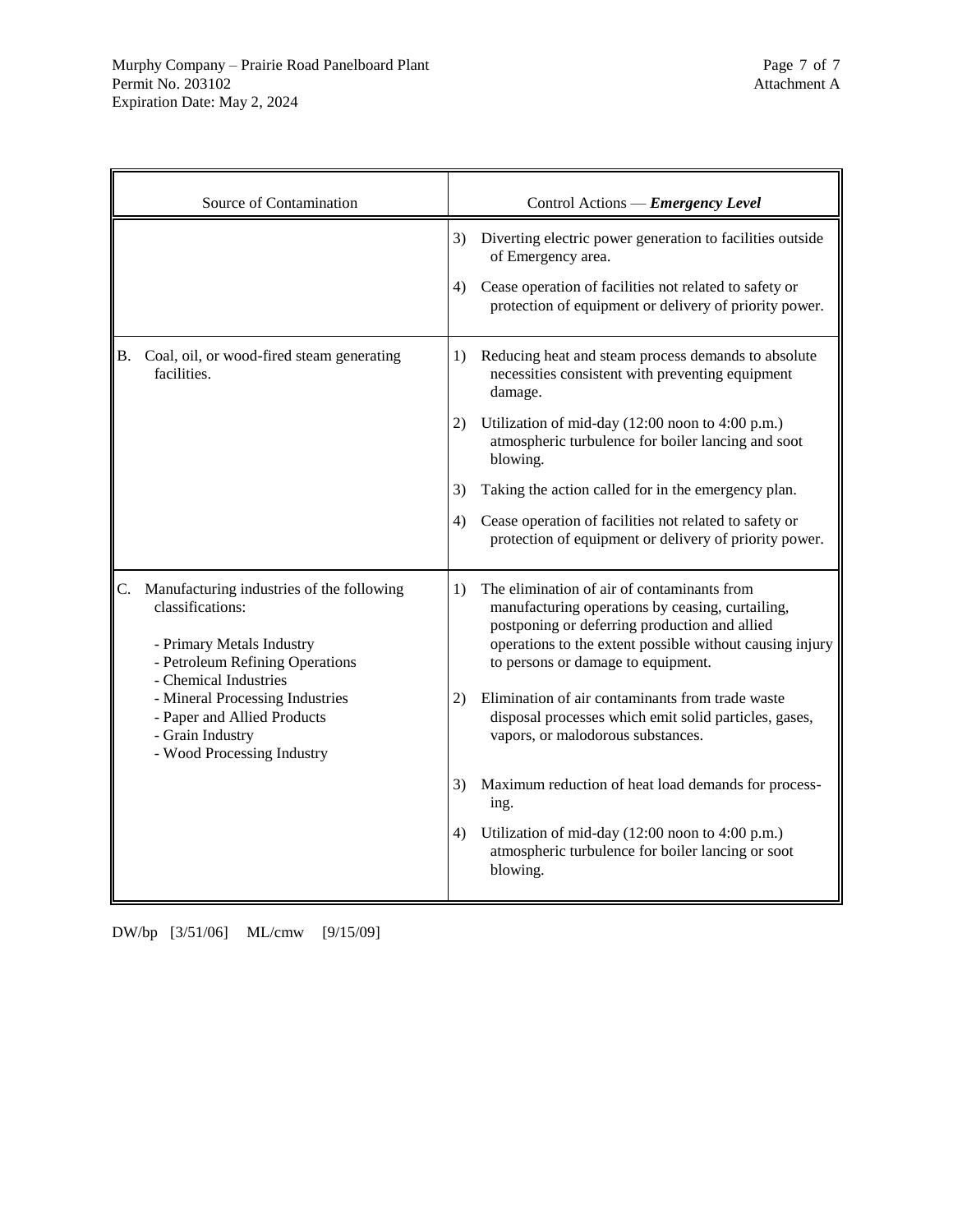| Source of Contamination | Control Actions — ***Emergency Level*** |
|---|---|
| | 3) Diverting electric power generation to facilities outside of Emergency area.<br><br>4) Cease operation of facilities not related to safety or protection of equipment or delivery of priority power. |
| B. Coal, oil, or wood-fired steam generating facilities. | 1) Reducing heat and steam process demands to absolute necessities consistent with preventing equipment damage.<br><br>2) Utilization of mid-day (12:00 noon to 4:00 p.m.) atmospheric turbulence for boiler lancing and soot blowing.<br><br>3) Taking the action called for in the emergency plan.<br><br>4) Cease operation of facilities not related to safety or protection of equipment or delivery of priority power. |
| C. Manufacturing industries of the following classifications:<br><br>- Primary Metals Industry<br>- Petroleum Refining Operations<br>- Chemical Industries<br>- Mineral Processing Industries<br>- Paper and Allied Products<br>- Grain Industry<br>- Wood Processing Industry | 1) The elimination of air of contaminants from manufacturing operations by ceasing, curtailing, postponing or deferring production and allied operations to the extent possible without causing injury to persons or damage to equipment.<br><br>2) Elimination of air contaminants from trade waste disposal processes which emit solid particles, gases, vapors, or malodorous substances.<br><br>3) Maximum reduction of heat load demands for processing.<br><br>4) Utilization of mid-day (12:00 noon to 4:00 p.m.) atmospheric turbulence for boiler lancing or soot blowing. |

DW/bp [3/51/06] ML/cmw [9/15/09]